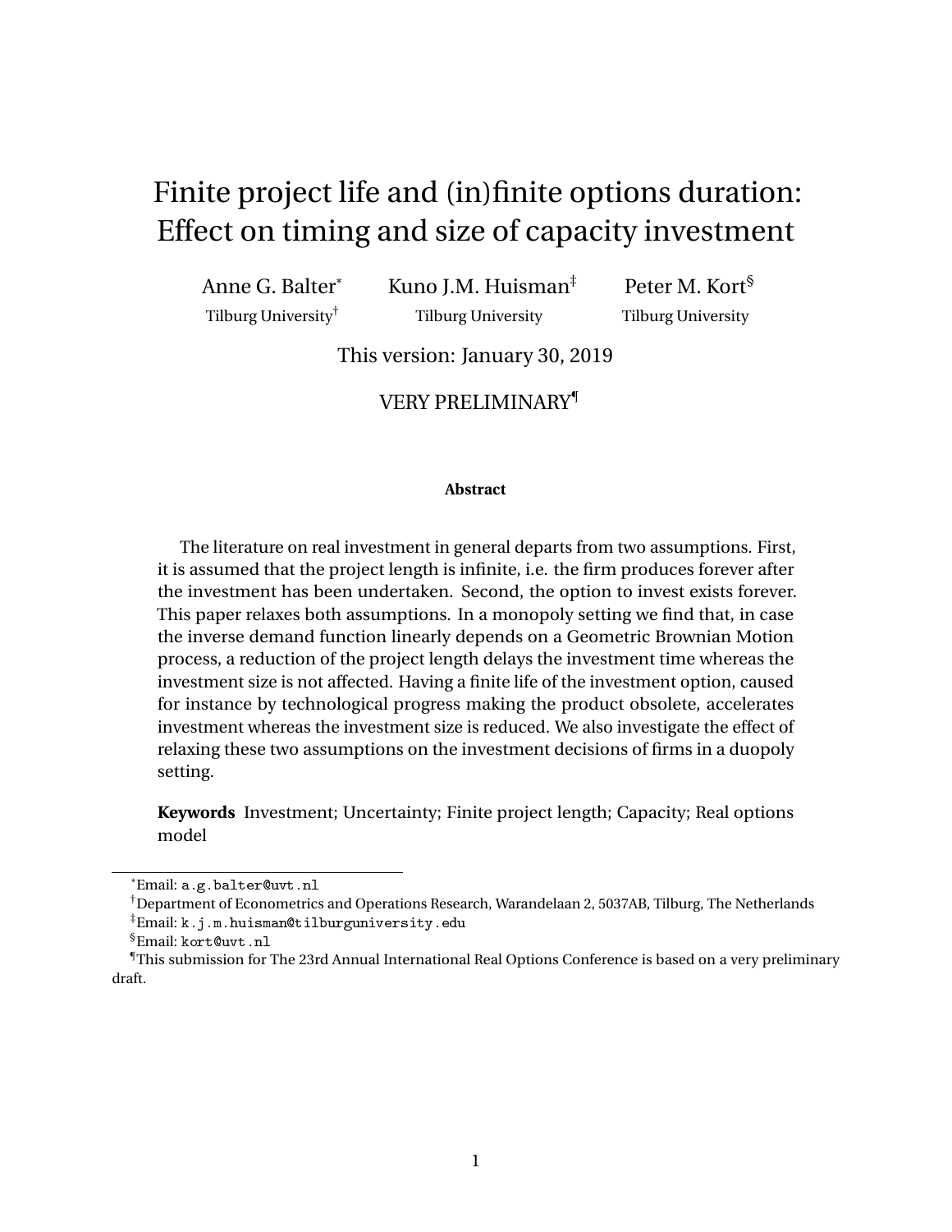# Finite project life and (in)finite options duration: Effect on timing and size of capacity investment

Anne G. Balter[*] — Tilburg University[†]

Kuno J.M. Huisman[‡] — Tilburg University

Peter M. Kort[§] — Tilburg University

This version: January 30, 2019

VERY PRELIMINARY[¶]

**Abstract**

The literature on real investment in general departs from two assumptions. First, it is assumed that the project length is infinite, i.e. the firm produces forever after the investment has been undertaken. Second, the option to invest exists forever. This paper relaxes both assumptions. In a monopoly setting we find that, in case the inverse demand function linearly depends on a Geometric Brownian Motion process, a reduction of the project length delays the investment time whereas the investment size is not affected. Having a finite life of the investment option, caused for instance by technological progress making the product obsolete, accelerates investment whereas the investment size is reduced. We also investigate the effect of relaxing these two assumptions on the investment decisions of firms in a duopoly setting.

**Keywords** Investment; Uncertainty; Finite project length; Capacity; Real options model

---

[*] Email: a.g.balter@uvt.nl

[†] Department of Econometrics and Operations Research, Warandelaan 2, 5037AB, Tilburg, The Netherlands

[‡] Email: k.j.m.huisman@tilburguniversity.edu

[§] Email: kort@uvt.nl

[¶] This submission for The 23rd Annual International Real Options Conference is based on a very preliminary draft.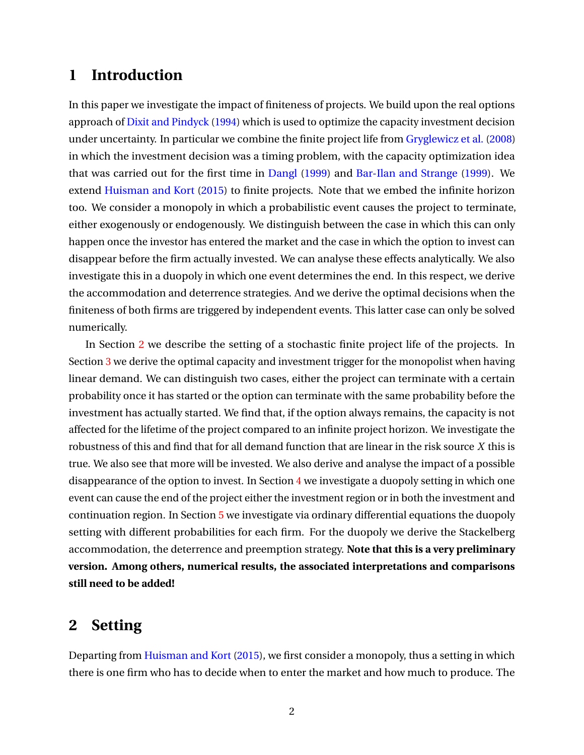# 1 Introduction

In this paper we investigate the impact of finiteness of projects. We build upon the real options approach of Dixit and Pindyck (1994) which is used to optimize the capacity investment decision under uncertainty. In particular we combine the finite project life from Gryglewicz et al. (2008) in which the investment decision was a timing problem, with the capacity optimization idea that was carried out for the first time in Dangl (1999) and Bar-Ilan and Strange (1999). We extend Huisman and Kort (2015) to finite projects. Note that we embed the infinite horizon too. We consider a monopoly in which a probabilistic event causes the project to terminate, either exogenously or endogenously. We distinguish between the case in which this can only happen once the investor has entered the market and the case in which the option to invest can disappear before the firm actually invested. We can analyse these effects analytically. We also investigate this in a duopoly in which one event determines the end. In this respect, we derive the accommodation and deterrence strategies. And we derive the optimal decisions when the finiteness of both firms are triggered by independent events. This latter case can only be solved numerically.

In Section 2 we describe the setting of a stochastic finite project life of the projects. In Section 3 we derive the optimal capacity and investment trigger for the monopolist when having linear demand. We can distinguish two cases, either the project can terminate with a certain probability once it has started or the option can terminate with the same probability before the investment has actually started. We find that, if the option always remains, the capacity is not affected for the lifetime of the project compared to an infinite project horizon. We investigate the robustness of this and find that for all demand function that are linear in the risk source $X$ this is true. We also see that more will be invested. We also derive and analyse the impact of a possible disappearance of the option to invest. In Section 4 we investigate a duopoly setting in which one event can cause the end of the project either the investment region or in both the investment and continuation region. In Section 5 we investigate via ordinary differential equations the duopoly setting with different probabilities for each firm. For the duopoly we derive the Stackelberg accommodation, the deterrence and preemption strategy. **Note that this is a very preliminary version. Among others, numerical results, the associated interpretations and comparisons still need to be added!**

# 2 Setting

Departing from Huisman and Kort (2015), we first consider a monopoly, thus a setting in which there is one firm who has to decide when to enter the market and how much to produce. The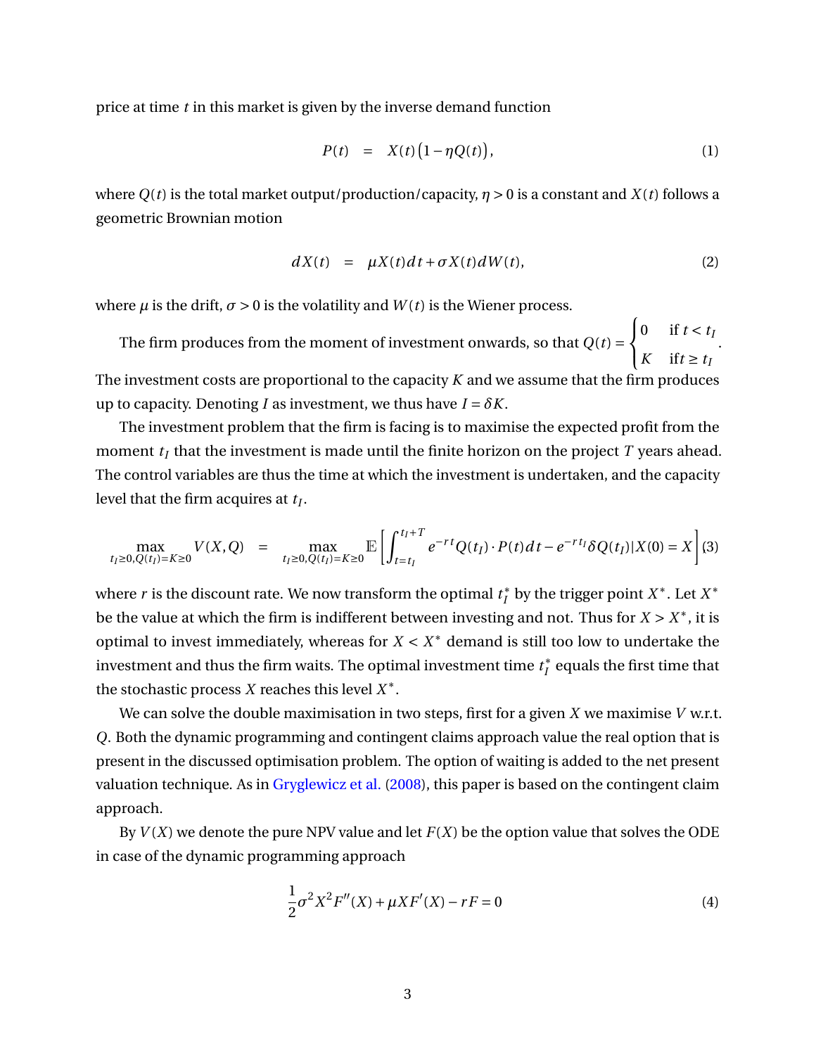price at time $t$ in this market is given by the inverse demand function

$$P(t) \quad = \quad X(t)\left(1 - \eta Q(t)\right), \tag{1}$$

where $Q(t)$ is the total market output/production/capacity, $\eta > 0$ is a constant and $X(t)$ follows a geometric Brownian motion

$$dX(t) \quad = \quad \mu X(t)dt + \sigma X(t)dW(t), \tag{2}$$

where $\mu$ is the drift, $\sigma > 0$ is the volatility and $W(t)$ is the Wiener process.

The firm produces from the moment of investment onwards, so that $Q(t) = \begin{cases} 0 & \text{if } t < t_I \\ K & \text{if} t \geq t_I \end{cases}$. The investment costs are proportional to the capacity $K$ and we assume that the firm produces up to capacity. Denoting $I$ as investment, we thus have $I = \delta K$.

The investment problem that the firm is facing is to maximise the expected profit from the moment $t_I$ that the investment is made until the finite horizon on the project $T$ years ahead. The control variables are thus the time at which the investment is undertaken, and the capacity level that the firm acquires at $t_I$.

$$\max_{t_I \geq 0, Q(t_I)=K \geq 0} V(X,Q) \quad = \quad \max_{t_I \geq 0, Q(t_I)=K \geq 0} \mathbb{E}\left[\int_{t=t_I}^{t_I+T} e^{-rt} Q(t_I) \cdot P(t)dt - e^{-rt_I}\delta Q(t_I) | X(0) = X\right] \tag{3}$$

where $r$ is the discount rate. We now transform the optimal $t_I^*$ by the trigger point $X^*$. Let $X^*$ be the value at which the firm is indifferent between investing and not. Thus for $X > X^*$, it is optimal to invest immediately, whereas for $X < X^*$ demand is still too low to undertake the investment and thus the firm waits. The optimal investment time $t_I^*$ equals the first time that the stochastic process $X$ reaches this level $X^*$.

We can solve the double maximisation in two steps, first for a given $X$ we maximise $V$ w.r.t. $Q$. Both the dynamic programming and contingent claims approach value the real option that is present in the discussed optimisation problem. The option of waiting is added to the net present valuation technique. As in Gryglewicz et al. (2008), this paper is based on the contingent claim approach.

By $V(X)$ we denote the pure NPV value and let $F(X)$ be the option value that solves the ODE in case of the dynamic programming approach

$$\frac{1}{2}\sigma^2 X^2 F''(X) + \mu X F'(X) - rF = 0 \tag{4}$$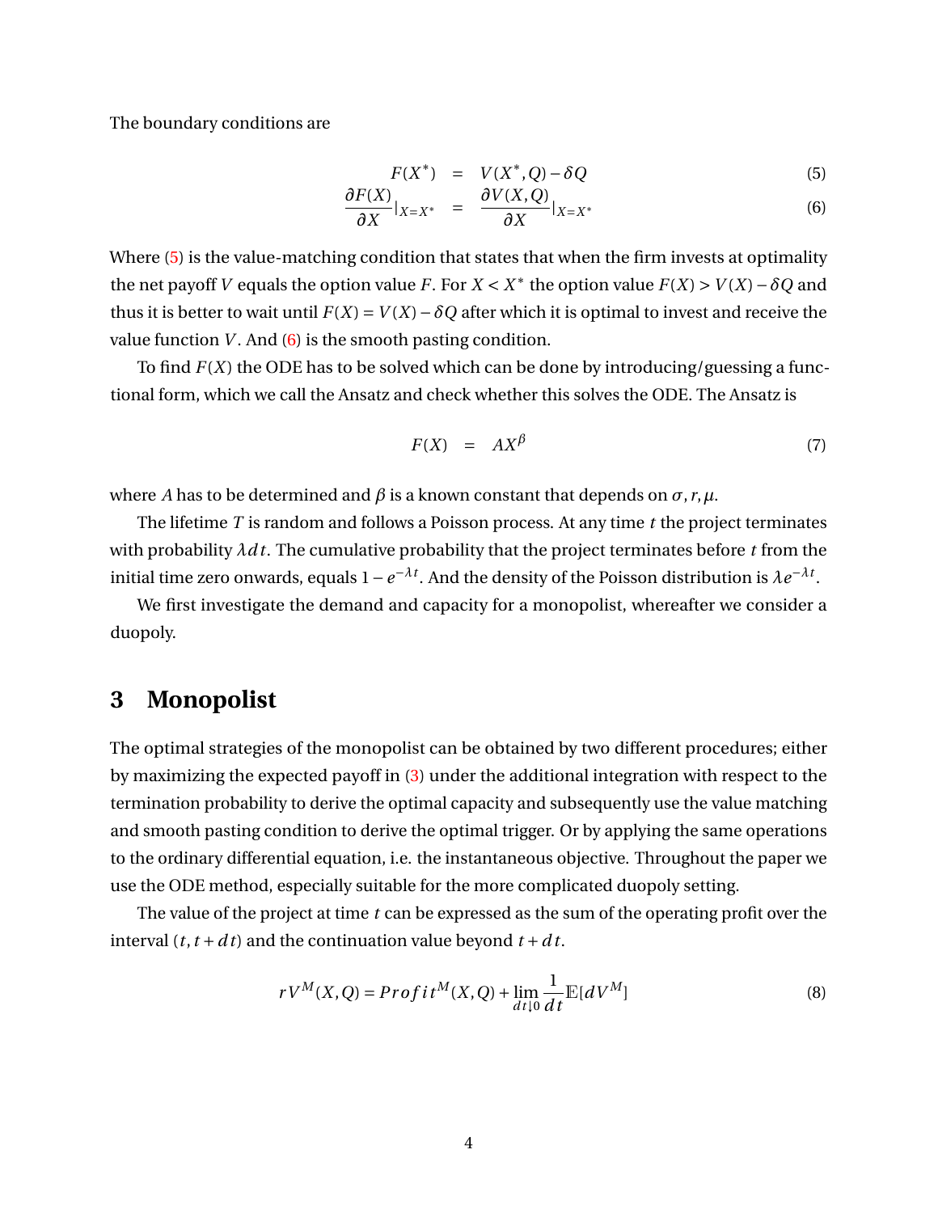The boundary conditions are

$$
\begin{aligned}
F(X^*) &= V(X^*, Q) - \delta Q && (5)\\
\frac{\partial F(X)}{\partial X}|_{X=X^*} &= \frac{\partial V(X,Q)}{\partial X}|_{X=X^*} && (6)
\end{aligned}
$$

Where (5) is the value-matching condition that states that when the firm invests at optimality the net payoff $V$ equals the option value $F$. For $X < X^*$ the option value $F(X) > V(X) - \delta Q$ and thus it is better to wait until $F(X) = V(X) - \delta Q$ after which it is optimal to invest and receive the value function $V$. And (6) is the smooth pasting condition.

To find $F(X)$ the ODE has to be solved which can be done by introducing/guessing a functional form, which we call the Ansatz and check whether this solves the ODE. The Ansatz is

$$
F(X) = AX^{\beta} \tag{7}
$$

where $A$ has to be determined and $\beta$ is a known constant that depends on $\sigma, r, \mu$.

The lifetime $T$ is random and follows a Poisson process. At any time $t$ the project terminates with probability $\lambda dt$. The cumulative probability that the project terminates before $t$ from the initial time zero onwards, equals $1 - e^{-\lambda t}$. And the density of the Poisson distribution is $\lambda e^{-\lambda t}$.

We first investigate the demand and capacity for a monopolist, whereafter we consider a duopoly.

# 3 Monopolist

The optimal strategies of the monopolist can be obtained by two different procedures; either by maximizing the expected payoff in (3) under the additional integration with respect to the termination probability to derive the optimal capacity and subsequently use the value matching and smooth pasting condition to derive the optimal trigger. Or by applying the same operations to the ordinary differential equation, i.e. the instantaneous objective. Throughout the paper we use the ODE method, especially suitable for the more complicated duopoly setting.

The value of the project at time $t$ can be expressed as the sum of the operating profit over the interval $(t, t + dt)$ and the continuation value beyond $t + dt$.

$$
rV^M(X,Q) = Profit^M(X,Q) + \lim_{dt \downarrow 0} \frac{1}{dt} \mathbb{E}[dV^M] \tag{8}
$$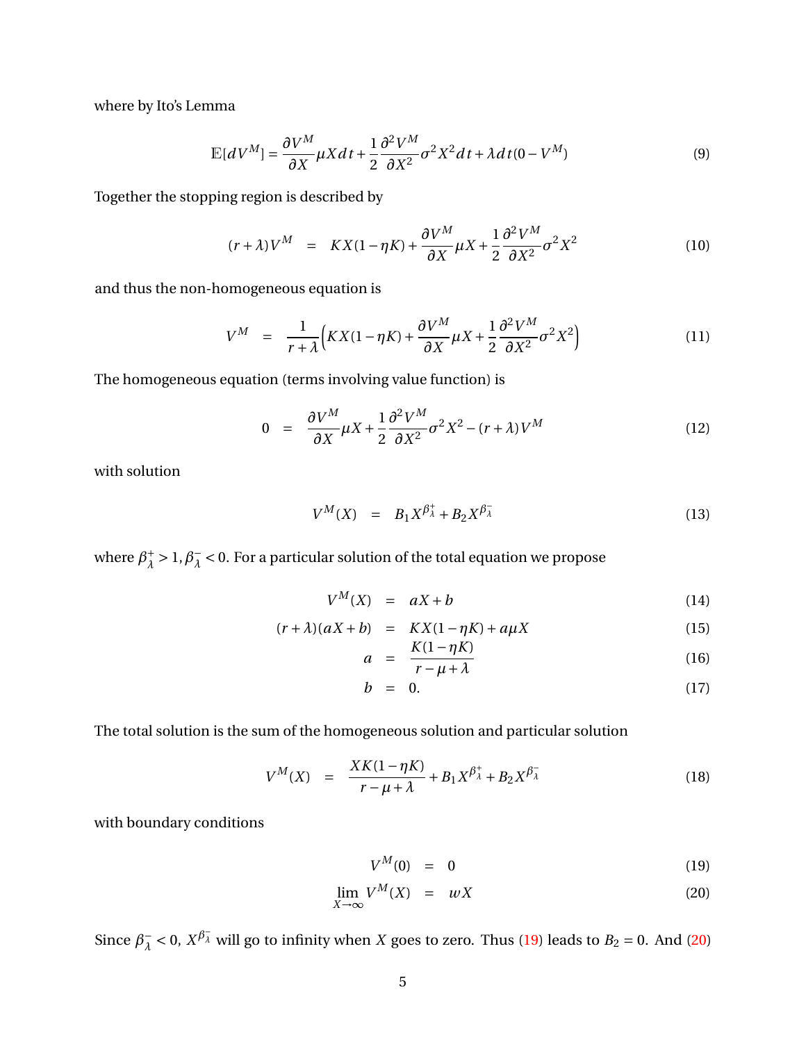where by Ito's Lemma

$$\mathbb{E}[dV^M] = \frac{\partial V^M}{\partial X}\mu X dt + \frac{1}{2}\frac{\partial^2 V^M}{\partial X^2}\sigma^2 X^2 dt + \lambda dt(0 - V^M) \tag{9}$$

Together the stopping region is described by

$$(r+\lambda)V^M = KX(1-\eta K) + \frac{\partial V^M}{\partial X}\mu X + \frac{1}{2}\frac{\partial^2 V^M}{\partial X^2}\sigma^2 X^2 \tag{10}$$

and thus the non-homogeneous equation is

$$V^M = \frac{1}{r+\lambda}\Big(KX(1-\eta K) + \frac{\partial V^M}{\partial X}\mu X + \frac{1}{2}\frac{\partial^2 V^M}{\partial X^2}\sigma^2 X^2\Big) \tag{11}$$

The homogeneous equation (terms involving value function) is

$$0 = \frac{\partial V^M}{\partial X}\mu X + \frac{1}{2}\frac{\partial^2 V^M}{\partial X^2}\sigma^2 X^2 - (r+\lambda)V^M \tag{12}$$

with solution

$$V^M(X) = B_1 X^{\beta_\lambda^+} + B_2 X^{\beta_\lambda^-} \tag{13}$$

where $\beta_\lambda^+ > 1, \beta_\lambda^- < 0$. For a particular solution of the total equation we propose

$$V^M(X) = aX + b \tag{14}$$

$$(r+\lambda)(aX+b) = KX(1-\eta K) + a\mu X \tag{15}$$

$$a = \frac{K(1-\eta K)}{r-\mu+\lambda} \tag{16}$$

$$b = 0. \tag{17}$$

The total solution is the sum of the homogeneous solution and particular solution

$$V^M(X) = \frac{XK(1-\eta K)}{r-\mu+\lambda} + B_1 X^{\beta_\lambda^+} + B_2 X^{\beta_\lambda^-} \tag{18}$$

with boundary conditions

$$V^M(0) = 0 \tag{19}$$

$$\lim_{X\to\infty} V^M(X) = wX \tag{20}$$

Since $\beta_\lambda^- < 0$, $X^{\beta_\lambda^-}$ will go to infinity when $X$ goes to zero. Thus (19) leads to $B_2 = 0$. And (20)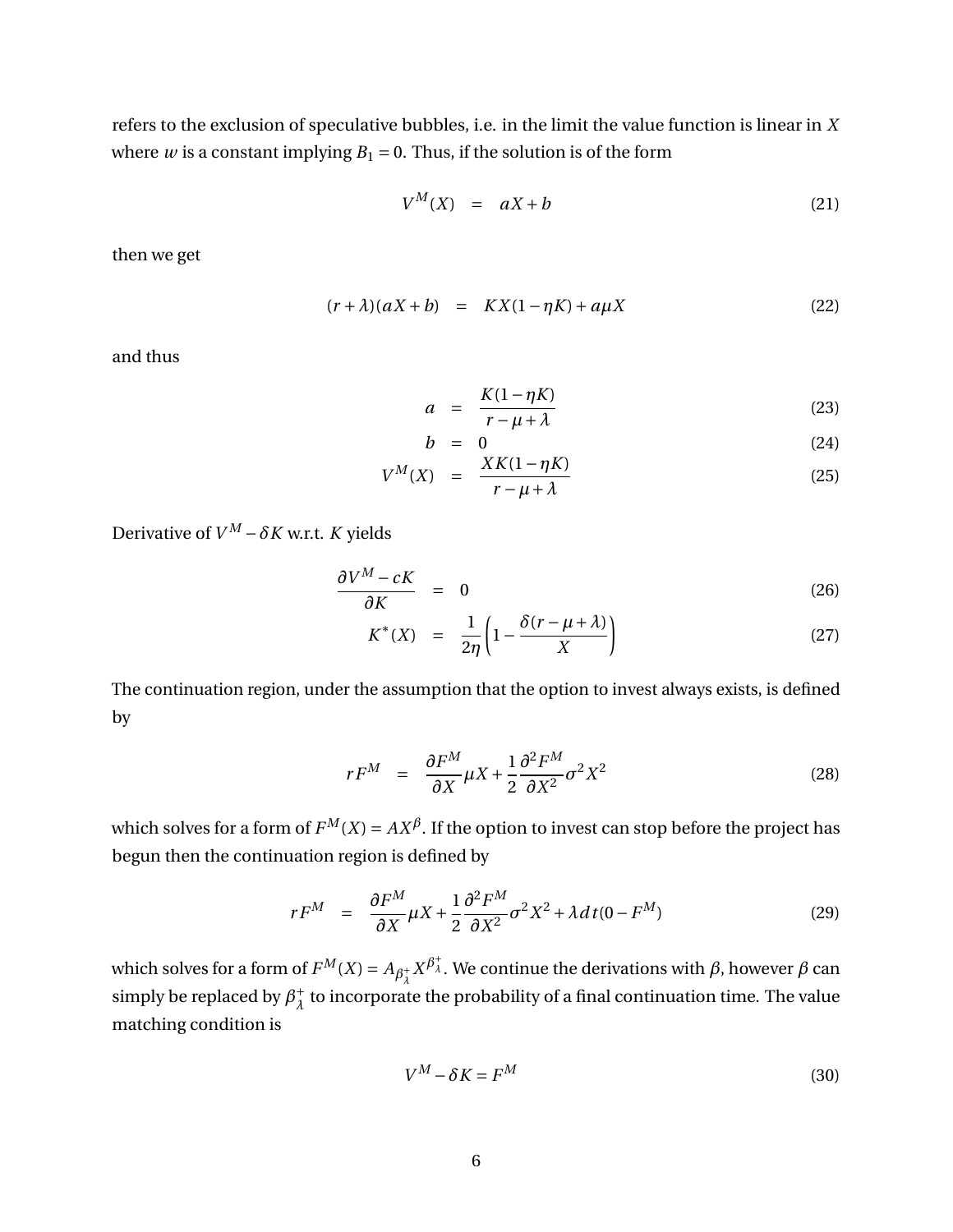refers to the exclusion of speculative bubbles, i.e. in the limit the value function is linear in $X$ where $w$ is a constant implying $B_1 = 0$. Thus, if the solution is of the form

$$V^M(X) \quad = \quad aX + b \tag{21}$$

then we get

$$(r+\lambda)(aX+b) \quad = \quad KX(1-\eta K) + a\mu X \tag{22}$$

and thus

$$a \quad = \quad \frac{K(1-\eta K)}{r-\mu+\lambda} \tag{23}$$

$$b \quad = \quad 0 \tag{24}$$

$$V^M(X) \quad = \quad \frac{XK(1-\eta K)}{r-\mu+\lambda} \tag{25}$$

Derivative of $V^M - \delta K$ w.r.t. $K$ yields

$$\frac{\partial V^M - cK}{\partial K} \quad = \quad 0 \tag{26}$$

$$K^*(X) \quad = \quad \frac{1}{2\eta}\left(1 - \frac{\delta(r-\mu+\lambda)}{X}\right) \tag{27}$$

The continuation region, under the assumption that the option to invest always exists, is defined by

$$rF^M \quad = \quad \frac{\partial F^M}{\partial X}\mu X + \frac{1}{2}\frac{\partial^2 F^M}{\partial X^2}\sigma^2 X^2 \tag{28}$$

which solves for a form of $F^M(X) = AX^\beta$. If the option to invest can stop before the project has begun then the continuation region is defined by

$$rF^M \quad = \quad \frac{\partial F^M}{\partial X}\mu X + \frac{1}{2}\frac{\partial^2 F^M}{\partial X^2}\sigma^2 X^2 + \lambda dt(0 - F^M) \tag{29}$$

which solves for a form of $F^M(X) = A_{\beta_\lambda^+} X^{\beta_\lambda^+}$. We continue the derivations with $\beta$, however $\beta$ can simply be replaced by $\beta_\lambda^+$ to incorporate the probability of a final continuation time. The value matching condition is

$$V^M - \delta K = F^M \tag{30}$$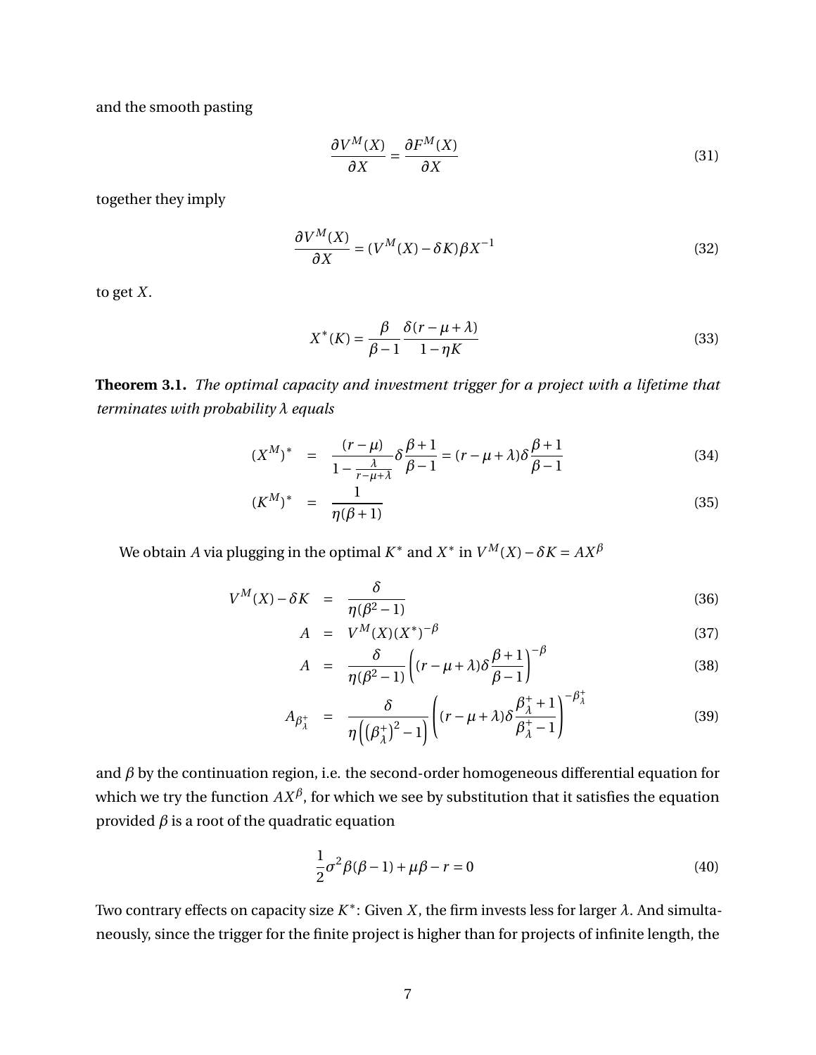and the smooth pasting

$$\frac{\partial V^M(X)}{\partial X} = \frac{\partial F^M(X)}{\partial X} \tag{31}$$

together they imply

$$\frac{\partial V^M(X)}{\partial X} = (V^M(X) - \delta K)\beta X^{-1} \tag{32}$$

to get $X$.

$$X^*(K) = \frac{\beta}{\beta - 1}\frac{\delta(r - \mu + \lambda)}{1 - \eta K} \tag{33}$$

**Theorem 3.1.** *The optimal capacity and investment trigger for a project with a lifetime that terminates with probability $\lambda$ equals*

$$(X^M)^* = \frac{(r-\mu)}{1 - \frac{\lambda}{r-\mu+\lambda}}\delta\frac{\beta+1}{\beta-1} = (r - \mu + \lambda)\delta\frac{\beta+1}{\beta-1} \tag{34}$$

$$(K^M)^* = \frac{1}{\eta(\beta+1)} \tag{35}$$

We obtain $A$ via plugging in the optimal $K^*$ and $X^*$ in $V^M(X) - \delta K = AX^\beta$

$$V^M(X) - \delta K = \frac{\delta}{\eta(\beta^2 - 1)} \tag{36}$$

$$A = V^M(X)(X^*)^{-\beta} \tag{37}$$

$$A = \frac{\delta}{\eta(\beta^2 - 1)}\left((r - \mu + \lambda)\delta\frac{\beta+1}{\beta-1}\right)^{-\beta} \tag{38}$$

$$A_{\beta_\lambda^+} = \frac{\delta}{\eta\left(\left(\beta_\lambda^+\right)^2 - 1\right)}\left((r - \mu + \lambda)\delta\frac{\beta_\lambda^+ + 1}{\beta_\lambda^+ - 1}\right)^{-\beta_\lambda^+} \tag{39}$$

and $\beta$ by the continuation region, i.e. the second-order homogeneous differential equation for which we try the function $AX^\beta$, for which we see by substitution that it satisfies the equation provided $\beta$ is a root of the quadratic equation

$$\frac{1}{2}\sigma^2\beta(\beta - 1) + \mu\beta - r = 0 \tag{40}$$

Two contrary effects on capacity size $K^*$: Given $X$, the firm invests less for larger $\lambda$. And simultaneously, since the trigger for the finite project is higher than for projects of infinite length, the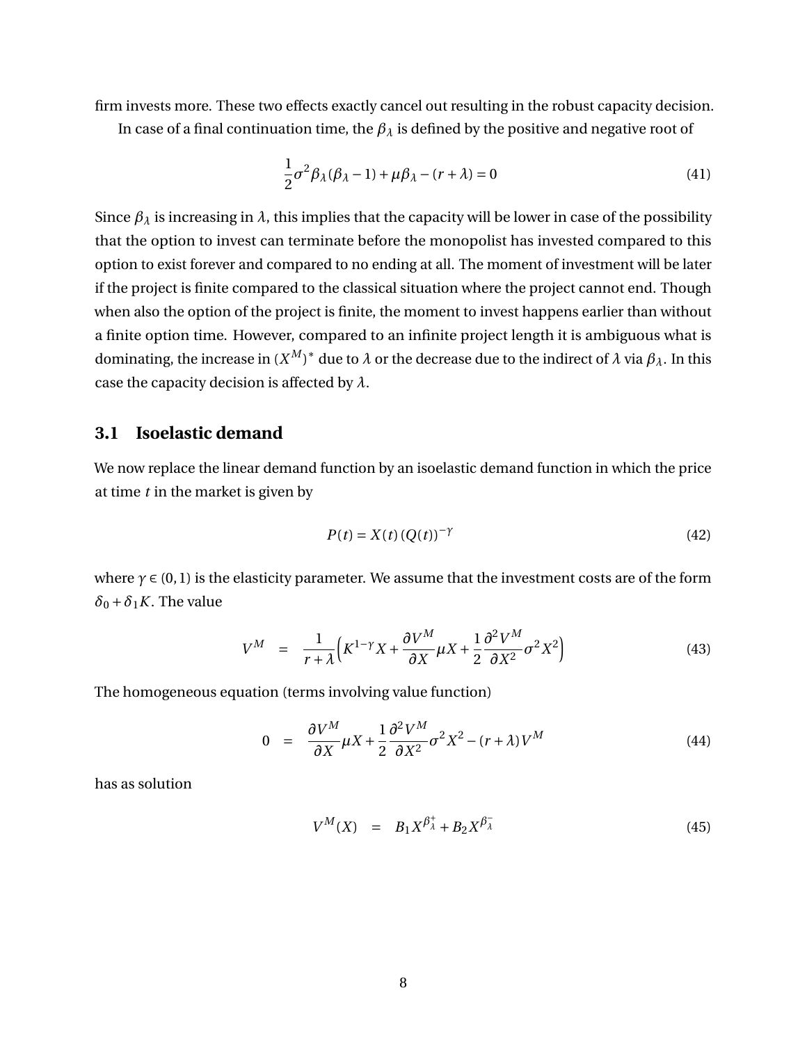firm invests more. These two effects exactly cancel out resulting in the robust capacity decision.

In case of a final continuation time, the $\beta_\lambda$ is defined by the positive and negative root of

$$\frac{1}{2}\sigma^2\beta_\lambda(\beta_\lambda - 1) + \mu\beta_\lambda - (r+\lambda) = 0 \tag{41}$$

Since $\beta_\lambda$ is increasing in $\lambda$, this implies that the capacity will be lower in case of the possibility that the option to invest can terminate before the monopolist has invested compared to this option to exist forever and compared to no ending at all. The moment of investment will be later if the project is finite compared to the classical situation where the project cannot end. Though when also the option of the project is finite, the moment to invest happens earlier than without a finite option time. However, compared to an infinite project length it is ambiguous what is dominating, the increase in $(X^M)^*$ due to $\lambda$ or the decrease due to the indirect of $\lambda$ via $\beta_\lambda$. In this case the capacity decision is affected by $\lambda$.

## 3.1 Isoelastic demand

We now replace the linear demand function by an isoelastic demand function in which the price at time $t$ in the market is given by

$$P(t) = X(t)\,(Q(t))^{-\gamma} \tag{42}$$

where $\gamma \in (0,1)$ is the elasticity parameter. We assume that the investment costs are of the form $\delta_0 + \delta_1 K$. The value

$$V^M = \frac{1}{r+\lambda}\Big(K^{1-\gamma}X + \frac{\partial V^M}{\partial X}\mu X + \frac{1}{2}\frac{\partial^2 V^M}{\partial X^2}\sigma^2 X^2\Big) \tag{43}$$

The homogeneous equation (terms involving value function)

$$0 = \frac{\partial V^M}{\partial X}\mu X + \frac{1}{2}\frac{\partial^2 V^M}{\partial X^2}\sigma^2 X^2 - (r+\lambda)V^M \tag{44}$$

has as solution

$$V^M(X) = B_1 X^{\beta_\lambda^+} + B_2 X^{\beta_\lambda^-} \tag{45}$$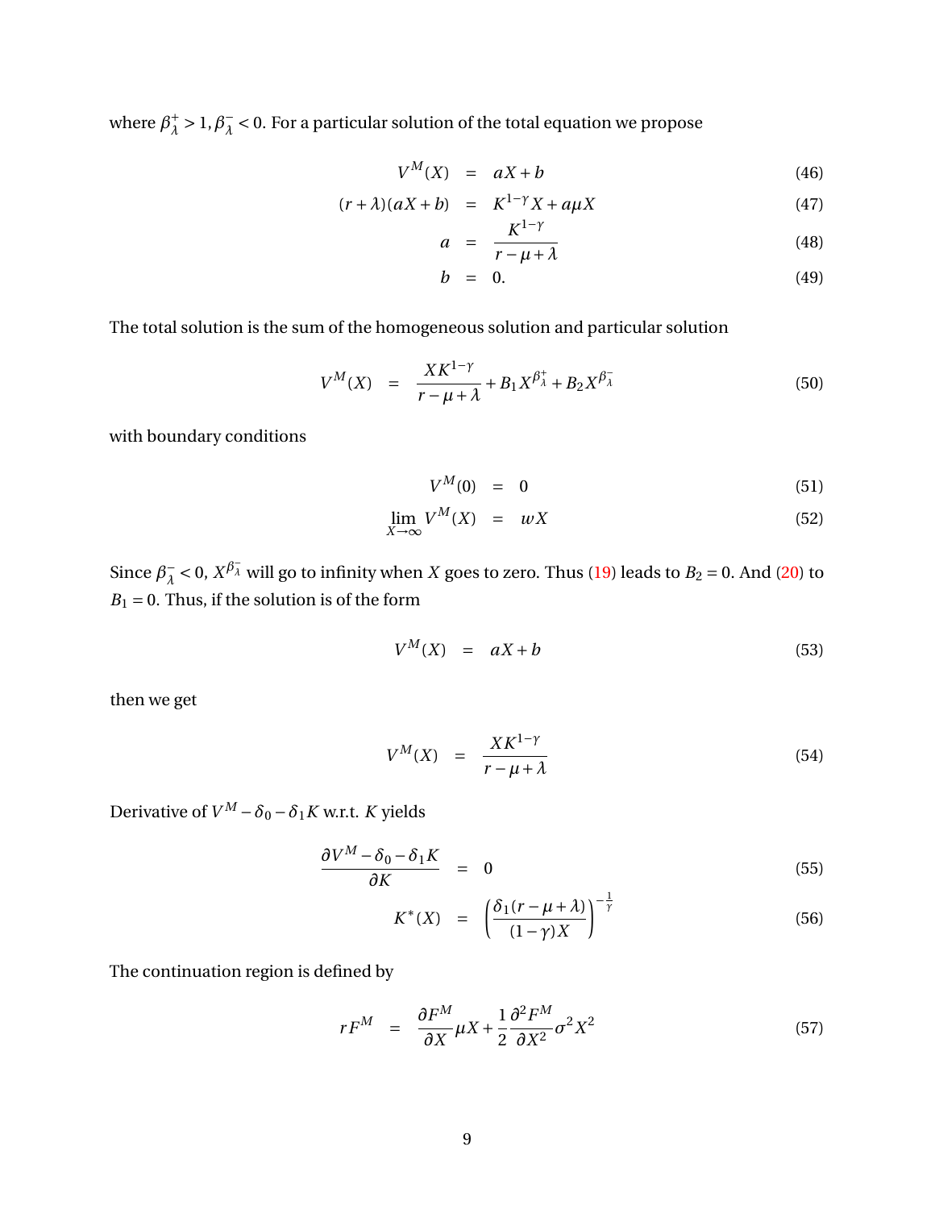where $\beta_\lambda^+ > 1, \beta_\lambda^- < 0$. For a particular solution of the total equation we propose

$$
\begin{aligned}
V^M(X) &= aX + b && (46) \\
(r+\lambda)(aX+b) &= K^{1-\gamma}X + a\mu X && (47) \\
a &= \frac{K^{1-\gamma}}{r-\mu+\lambda} && (48) \\
b &= 0. && (49)
\end{aligned}
$$

The total solution is the sum of the homogeneous solution and particular solution

$$
V^M(X) = \frac{XK^{1-\gamma}}{r-\mu+\lambda} + B_1 X^{\beta_\lambda^+} + B_2 X^{\beta_\lambda^-} \tag{50}
$$

with boundary conditions

$$
\begin{aligned}
V^M(0) &= 0 && (51) \\
\lim_{X\to\infty} V^M(X) &= wX && (52)
\end{aligned}
$$

Since $\beta_\lambda^- < 0$, $X^{\beta_\lambda^-}$ will go to infinity when $X$ goes to zero. Thus (19) leads to $B_2 = 0$. And (20) to $B_1 = 0$. Thus, if the solution is of the form

$$
V^M(X) = aX + b \tag{53}
$$

then we get

$$
V^M(X) = \frac{XK^{1-\gamma}}{r-\mu+\lambda} \tag{54}
$$

Derivative of $V^M - \delta_0 - \delta_1 K$ w.r.t. $K$ yields

$$
\begin{aligned}
\frac{\partial V^M - \delta_0 - \delta_1 K}{\partial K} &= 0 && (55) \\
K^*(X) &= \left(\frac{\delta_1(r-\mu+\lambda)}{(1-\gamma)X}\right)^{-\frac{1}{\gamma}} && (56)
\end{aligned}
$$

The continuation region is defined by

$$
rF^M = \frac{\partial F^M}{\partial X}\mu X + \frac{1}{2}\frac{\partial^2 F^M}{\partial X^2}\sigma^2 X^2 \tag{57}
$$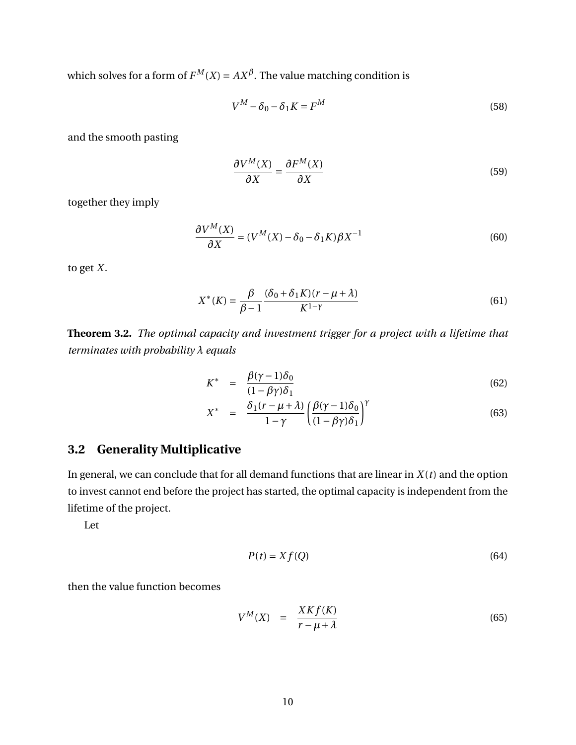which solves for a form of $F^M(X) = AX^\beta$. The value matching condition is

$$V^M - \delta_0 - \delta_1 K = F^M \tag{58}$$

and the smooth pasting

$$\frac{\partial V^M(X)}{\partial X} = \frac{\partial F^M(X)}{\partial X} \tag{59}$$

together they imply

$$\frac{\partial V^M(X)}{\partial X} = (V^M(X) - \delta_0 - \delta_1 K)\beta X^{-1} \tag{60}$$

to get $X$.

$$X^*(K) = \frac{\beta}{\beta - 1} \frac{(\delta_0 + \delta_1 K)(r - \mu + \lambda)}{K^{1-\gamma}} \tag{61}$$

**Theorem 3.2.** *The optimal capacity and investment trigger for a project with a lifetime that terminates with probability $\lambda$ equals*

$$K^* = \frac{\beta(\gamma - 1)\delta_0}{(1 - \beta\gamma)\delta_1} \tag{62}$$

$$X^* = \frac{\delta_1(r - \mu + \lambda)}{1 - \gamma} \left( \frac{\beta(\gamma - 1)\delta_0}{(1 - \beta\gamma)\delta_1} \right)^\gamma \tag{63}$$

## 3.2 Generality Multiplicative

In general, we can conclude that for all demand functions that are linear in $X(t)$ and the option to invest cannot end before the project has started, the optimal capacity is independent from the lifetime of the project.

Let

$$P(t) = Xf(Q) \tag{64}$$

then the value function becomes

$$V^M(X) = \frac{XKf(K)}{r - \mu + \lambda} \tag{65}$$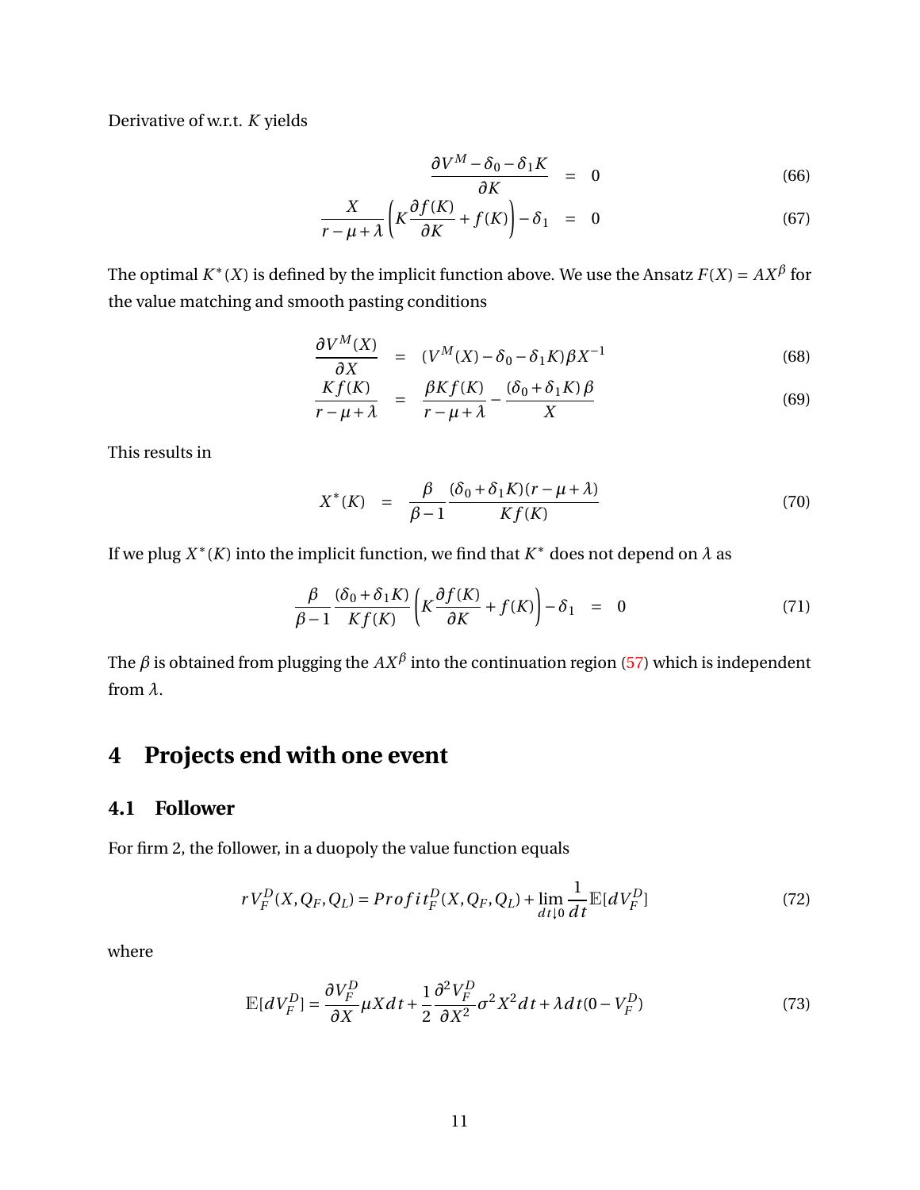Derivative of w.r.t. $K$ yields

$$
\begin{aligned}
\frac{\partial V^M - \delta_0 - \delta_1 K}{\partial K} &= 0 && (66)\\
\frac{X}{r-\mu+\lambda}\left(K\frac{\partial f(K)}{\partial K} + f(K)\right) - \delta_1 &= 0 && (67)
\end{aligned}
$$

The optimal $K^*(X)$ is defined by the implicit function above. We use the Ansatz $F(X) = AX^\beta$ for the value matching and smooth pasting conditions

$$
\begin{aligned}
\frac{\partial V^M(X)}{\partial X} &= (V^M(X) - \delta_0 - \delta_1 K)\beta X^{-1} && (68)\\
\frac{Kf(K)}{r-\mu+\lambda} &= \frac{\beta K f(K)}{r-\mu+\lambda} - \frac{(\delta_0+\delta_1 K)\beta}{X} && (69)
\end{aligned}
$$

This results in

$$
X^*(K) = \frac{\beta}{\beta-1}\frac{(\delta_0+\delta_1 K)(r-\mu+\lambda)}{Kf(K)} \tag{70}
$$

If we plug $X^*(K)$ into the implicit function, we find that $K^*$ does not depend on $\lambda$ as

$$
\frac{\beta}{\beta-1}\frac{(\delta_0+\delta_1 K)}{Kf(K)}\left(K\frac{\partial f(K)}{\partial K} + f(K)\right) - \delta_1 = 0 \tag{71}
$$

The $\beta$ is obtained from plugging the $AX^\beta$ into the continuation region (57) which is independent from $\lambda$.

# 4 Projects end with one event

## 4.1 Follower

For firm 2, the follower, in a duopoly the value function equals

$$
rV_F^D(X, Q_F, Q_L) = Profit_F^D(X, Q_F, Q_L) + \lim_{dt \downarrow 0}\frac{1}{dt}\mathbb{E}[dV_F^D] \tag{72}
$$

where

$$
\mathbb{E}[dV_F^D] = \frac{\partial V_F^D}{\partial X}\mu X dt + \frac{1}{2}\frac{\partial^2 V_F^D}{\partial X^2}\sigma^2 X^2 dt + \lambda dt(0 - V_F^D) \tag{73}
$$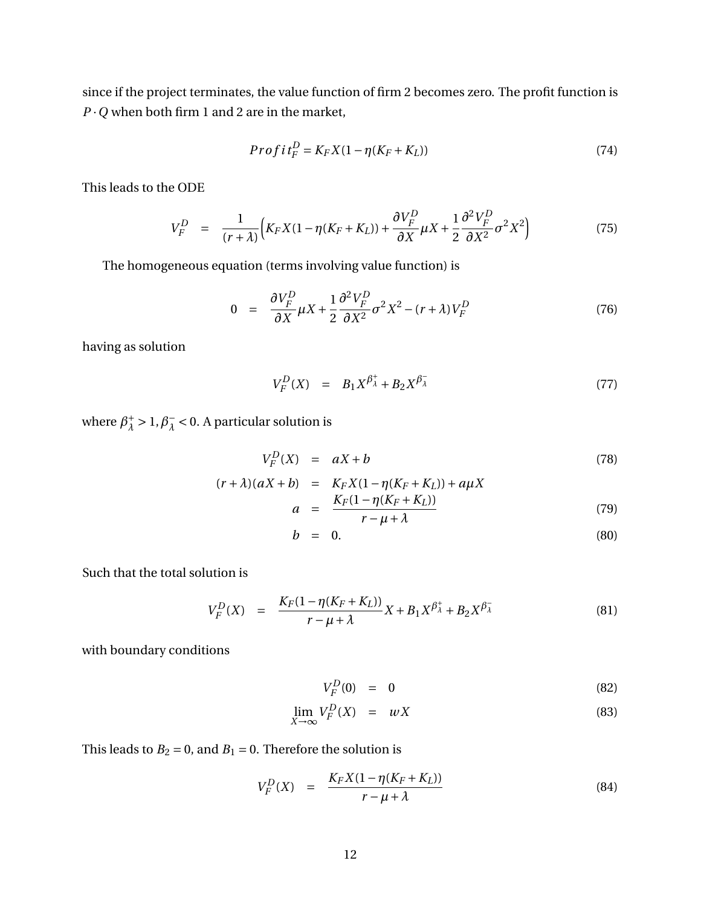since if the project terminates, the value function of firm 2 becomes zero. The profit function is $P \cdot Q$ when both firm 1 and 2 are in the market,

$$Profit_F^D = K_F X(1-\eta(K_F+K_L)) \tag{74}$$

This leads to the ODE

$$V_F^D = \frac{1}{(r+\lambda)}\Big(K_F X(1-\eta(K_F+K_L)) + \frac{\partial V_F^D}{\partial X}\mu X + \frac{1}{2}\frac{\partial^2 V_F^D}{\partial X^2}\sigma^2 X^2\Big) \tag{75}$$

The homogeneous equation (terms involving value function) is

$$0 = \frac{\partial V_F^D}{\partial X}\mu X + \frac{1}{2}\frac{\partial^2 V_F^D}{\partial X^2}\sigma^2 X^2 - (r+\lambda)V_F^D \tag{76}$$

having as solution

$$V_F^D(X) = B_1 X^{\beta_\lambda^+} + B_2 X^{\beta_\lambda^-} \tag{77}$$

where $\beta_\lambda^+ > 1, \beta_\lambda^- < 0$. A particular solution is

$$V_F^D(X) = aX + b \tag{78}$$

$$(r+\lambda)(aX+b) = K_F X(1-\eta(K_F+K_L)) + a\mu X$$

$$a = \frac{K_F(1-\eta(K_F+K_L))}{r-\mu+\lambda} \tag{79}$$

$$b = 0. \tag{80}$$

Such that the total solution is

$$V_F^D(X) = \frac{K_F(1-\eta(K_F+K_L))}{r-\mu+\lambda}X + B_1 X^{\beta_\lambda^+} + B_2 X^{\beta_\lambda^-} \tag{81}$$

with boundary conditions

$$V_F^D(0) = 0 \tag{82}$$

$$\lim_{X\to\infty} V_F^D(X) = wX \tag{83}$$

This leads to $B_2 = 0$, and $B_1 = 0$. Therefore the solution is

$$V_F^D(X) = \frac{K_F X(1-\eta(K_F+K_L))}{r-\mu+\lambda} \tag{84}$$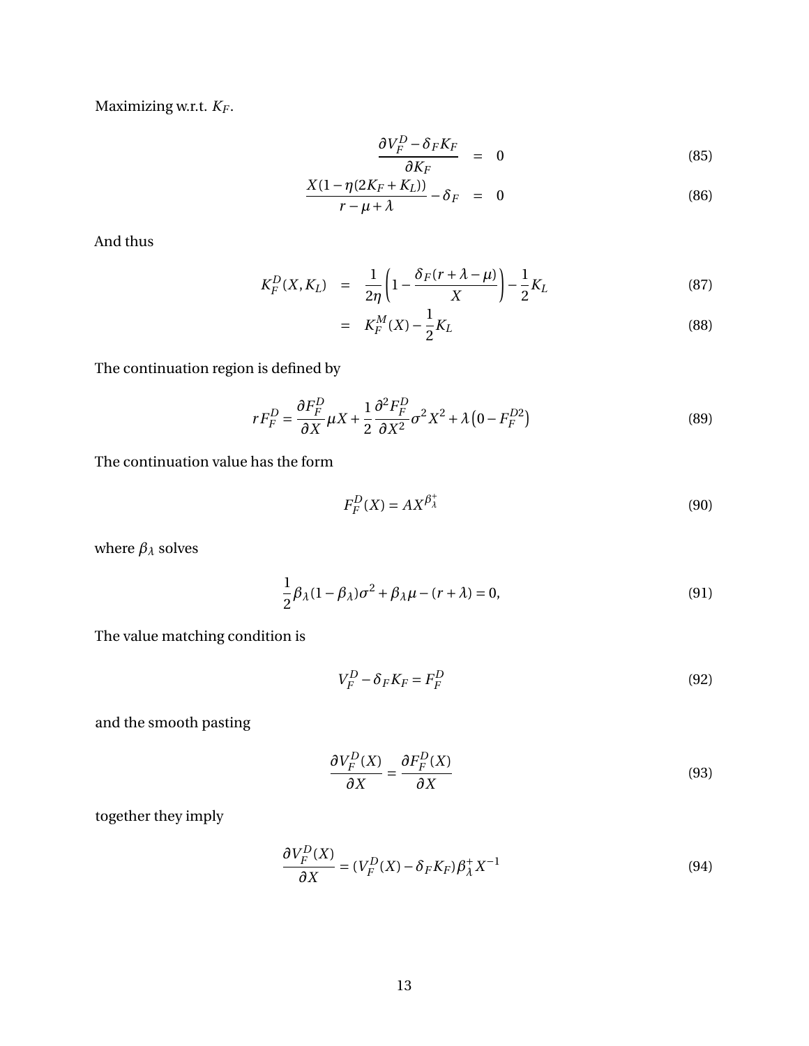Maximizing w.r.t. $K_F$.

$$
\begin{aligned}
\frac{\partial V_F^D - \delta_F K_F}{\partial K_F} &= 0 && (85)\\
\frac{X(1-\eta(2K_F + K_L))}{r-\mu+\lambda} - \delta_F &= 0 && (86)
\end{aligned}
$$

And thus

$$
\begin{aligned}
K_F^D(X, K_L) &= \frac{1}{2\eta}\left(1 - \frac{\delta_F(r+\lambda-\mu)}{X}\right) - \frac{1}{2}K_L && (87)\\
&= K_F^M(X) - \frac{1}{2}K_L && (88)
\end{aligned}
$$

The continuation region is defined by

$$
rF_F^D = \frac{\partial F_F^D}{\partial X}\mu X + \frac{1}{2}\frac{\partial^2 F_F^D}{\partial X^2}\sigma^2 X^2 + \lambda\left(0 - F_F^{D2}\right) \tag{89}
$$

The continuation value has the form

$$
F_F^D(X) = AX^{\beta_\lambda^+} \tag{90}
$$

where $\beta_\lambda$ solves

$$
\frac{1}{2}\beta_\lambda(1-\beta_\lambda)\sigma^2 + \beta_\lambda\mu - (r+\lambda) = 0, \tag{91}
$$

The value matching condition is

$$
V_F^D - \delta_F K_F = F_F^D \tag{92}
$$

and the smooth pasting

$$
\frac{\partial V_F^D(X)}{\partial X} = \frac{\partial F_F^D(X)}{\partial X} \tag{93}
$$

together they imply

$$
\frac{\partial V_F^D(X)}{\partial X} = (V_F^D(X) - \delta_F K_F)\beta_\lambda^+ X^{-1} \tag{94}
$$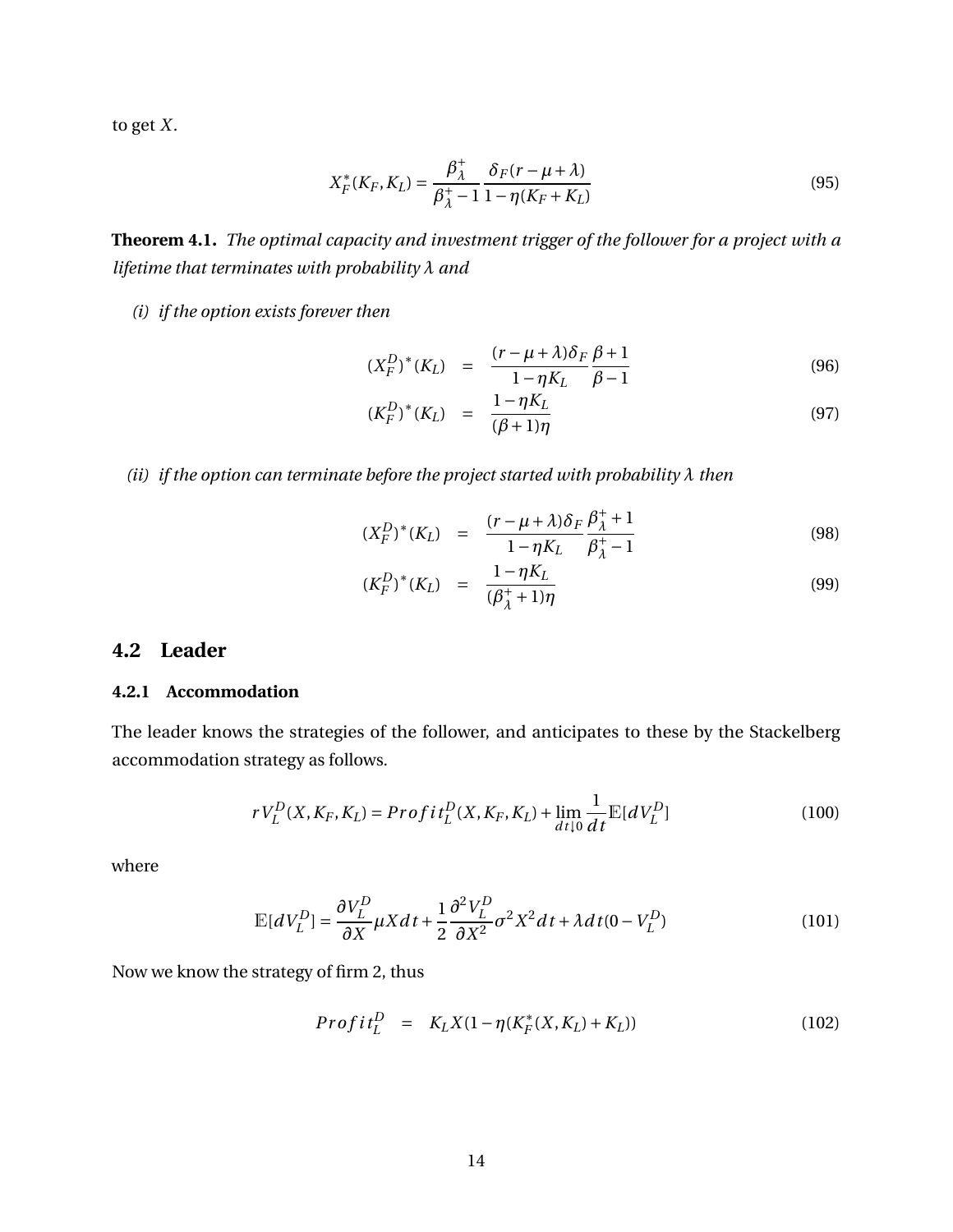to get $X$.

$$X_F^*(K_F, K_L) = \frac{\beta_\lambda^+}{\beta_\lambda^+ - 1} \frac{\delta_F(r - \mu + \lambda)}{1 - \eta(K_F + K_L)} \tag{95}$$

**Theorem 4.1.** *The optimal capacity and investment trigger of the follower for a project with a lifetime that terminates with probability $\lambda$ and*

*(i) if the option exists forever then*

$$(X_F^D)^*(K_L) = \frac{(r - \mu + \lambda)\delta_F}{1 - \eta K_L} \frac{\beta + 1}{\beta - 1} \tag{96}$$

$$(K_F^D)^*(K_L) = \frac{1 - \eta K_L}{(\beta + 1)\eta} \tag{97}$$

*(ii) if the option can terminate before the project started with probability $\lambda$ then*

$$(X_F^D)^*(K_L) = \frac{(r - \mu + \lambda)\delta_F}{1 - \eta K_L} \frac{\beta_\lambda^+ + 1}{\beta_\lambda^+ - 1} \tag{98}$$

$$(K_F^D)^*(K_L) = \frac{1 - \eta K_L}{(\beta_\lambda^+ + 1)\eta} \tag{99}$$

## 4.2 Leader

### 4.2.1 Accommodation

The leader knows the strategies of the follower, and anticipates to these by the Stackelberg accommodation strategy as follows.

$$rV_L^D(X, K_F, K_L) = Profit_L^D(X, K_F, K_L) + \lim_{dt \downarrow 0} \frac{1}{dt} \mathbb{E}[dV_L^D] \tag{100}$$

where

$$\mathbb{E}[dV_L^D] = \frac{\partial V_L^D}{\partial X} \mu X dt + \frac{1}{2} \frac{\partial^2 V_L^D}{\partial X^2} \sigma^2 X^2 dt + \lambda dt (0 - V_L^D) \tag{101}$$

Now we know the strategy of firm 2, thus

$$Profit_L^D = K_L X (1 - \eta(K_F^*(X, K_L) + K_L)) \tag{102}$$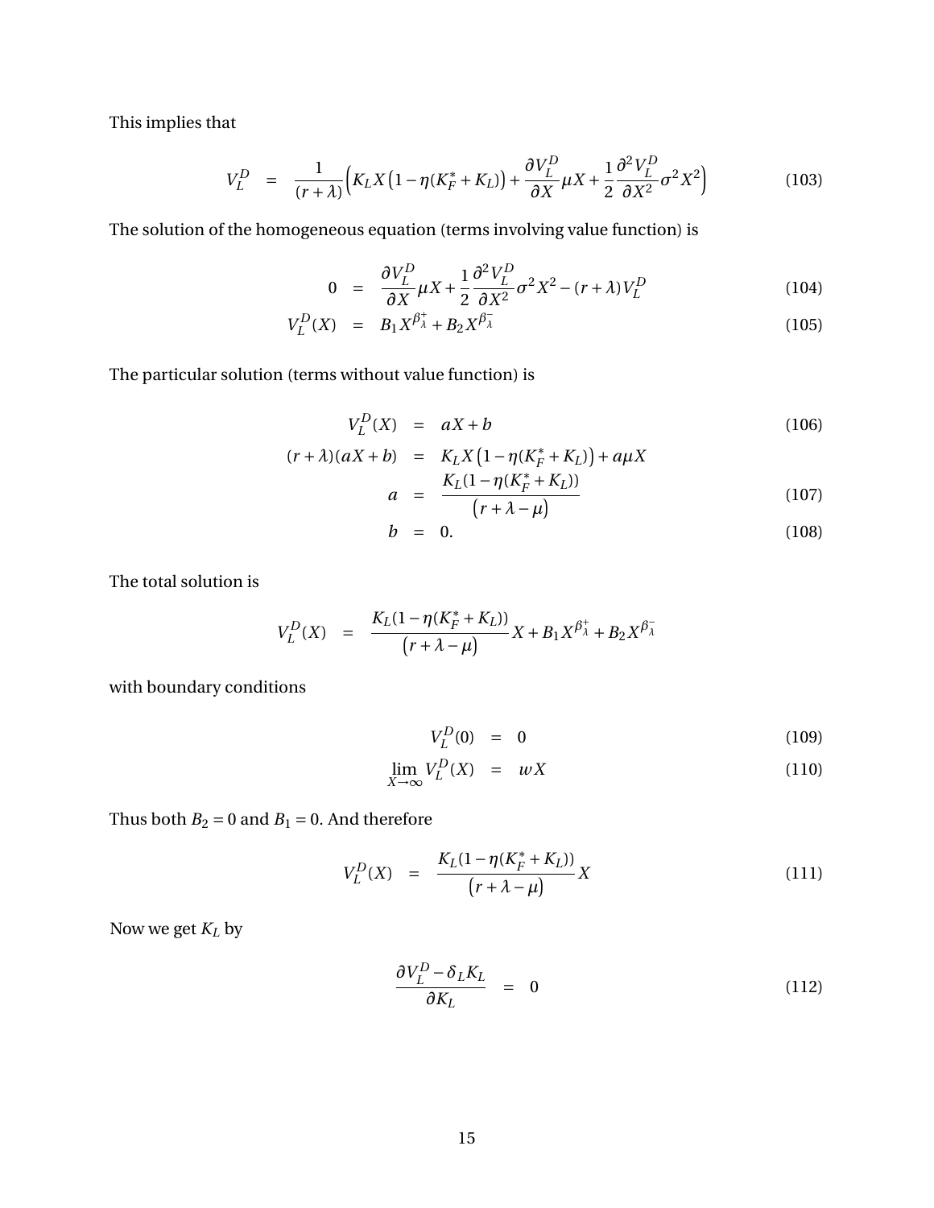This implies that

$$V_L^D = \frac{1}{(r+\lambda)}\Big(K_L X\big(1-\eta(K_F^*+K_L)\big) + \frac{\partial V_L^D}{\partial X}\mu X + \frac{1}{2}\frac{\partial^2 V_L^D}{\partial X^2}\sigma^2 X^2\Big) \tag{103}$$

The solution of the homogeneous equation (terms involving value function) is

$$0 = \frac{\partial V_L^D}{\partial X}\mu X + \frac{1}{2}\frac{\partial^2 V_L^D}{\partial X^2}\sigma^2 X^2 - (r+\lambda)V_L^D \tag{104}$$

$$V_L^D(X) = B_1 X^{\beta_\lambda^+} + B_2 X^{\beta_\lambda^-} \tag{105}$$

The particular solution (terms without value function) is

$$V_L^D(X) = aX + b \tag{106}$$

$$(r+\lambda)(aX+b) = K_L X\big(1-\eta(K_F^*+K_L)\big) + a\mu X$$

$$a = \frac{K_L(1-\eta(K_F^*+K_L))}{\big(r+\lambda-\mu\big)} \tag{107}$$

$$b = 0. \tag{108}$$

The total solution is

$$V_L^D(X) = \frac{K_L(1-\eta(K_F^*+K_L))}{\big(r+\lambda-\mu\big)}X + B_1 X^{\beta_\lambda^+} + B_2 X^{\beta_\lambda^-}$$

with boundary conditions

$$V_L^D(0) = 0 \tag{109}$$

$$\lim_{X\to\infty} V_L^D(X) = wX \tag{110}$$

Thus both $B_2 = 0$ and $B_1 = 0$. And therefore

$$V_L^D(X) = \frac{K_L(1-\eta(K_F^*+K_L))}{\big(r+\lambda-\mu\big)}X \tag{111}$$

Now we get $K_L$ by

$$\frac{\partial V_L^D - \delta_L K_L}{\partial K_L} = 0 \tag{112}$$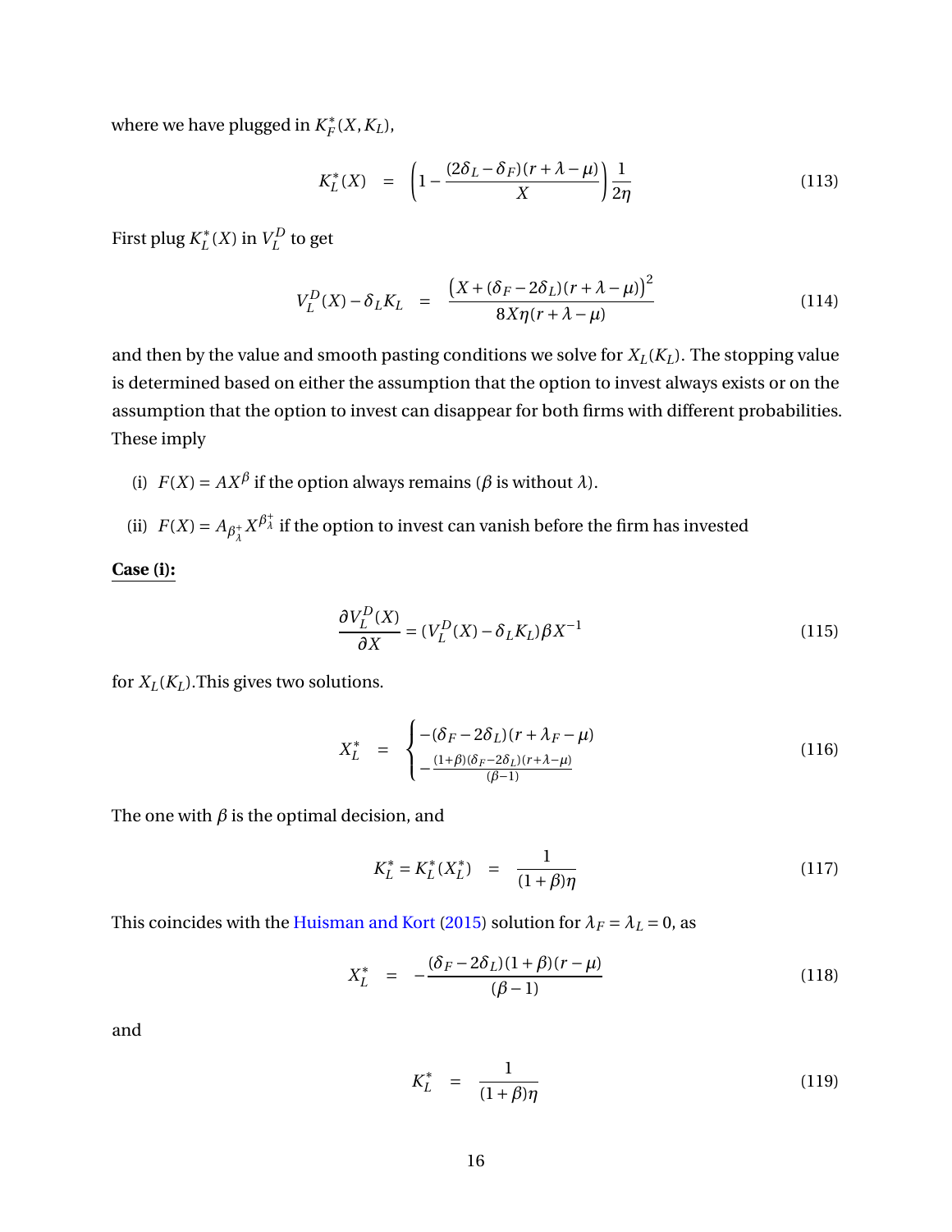where we have plugged in $K_F^*(X, K_L)$,

$$K_L^*(X) \quad = \quad \left(1 - \frac{(2\delta_L - \delta_F)(r + \lambda - \mu)}{X}\right)\frac{1}{2\eta} \tag{113}$$

First plug $K_L^*(X)$ in $V_L^D$ to get

$$V_L^D(X) - \delta_L K_L \quad = \quad \frac{\left(X + (\delta_F - 2\delta_L)(r + \lambda - \mu)\right)^2}{8X\eta(r + \lambda - \mu)} \tag{114}$$

and then by the value and smooth pasting conditions we solve for $X_L(K_L)$. The stopping value is determined based on either the assumption that the option to invest always exists or on the assumption that the option to invest can disappear for both firms with different probabilities. These imply

(i) $F(X) = AX^\beta$ if the option always remains ($\beta$ is without $\lambda$).

(ii) $F(X) = A_{\beta_\lambda^+} X^{\beta_\lambda^+}$ if the option to invest can vanish before the firm has invested

**Case (i):**

$$\frac{\partial V_L^D(X)}{\partial X} = (V_L^D(X) - \delta_L K_L)\beta X^{-1} \tag{115}$$

for $X_L(K_L)$.This gives two solutions.

$$X_L^* \quad = \quad \begin{cases} -(\delta_F - 2\delta_L)(r + \lambda_F - \mu) \\ -\frac{(1+\beta)(\delta_F - 2\delta_L)(r + \lambda - \mu)}{(\beta - 1)} \end{cases} \tag{116}$$

The one with $\beta$ is the optimal decision, and

$$K_L^* = K_L^*(X_L^*) \quad = \quad \frac{1}{(1+\beta)\eta} \tag{117}$$

This coincides with the Huisman and Kort (2015) solution for $\lambda_F = \lambda_L = 0$, as

$$X_L^* \quad = \quad -\frac{(\delta_F - 2\delta_L)(1+\beta)(r - \mu)}{(\beta - 1)} \tag{118}$$

and

$$K_L^* \quad = \quad \frac{1}{(1+\beta)\eta} \tag{119}$$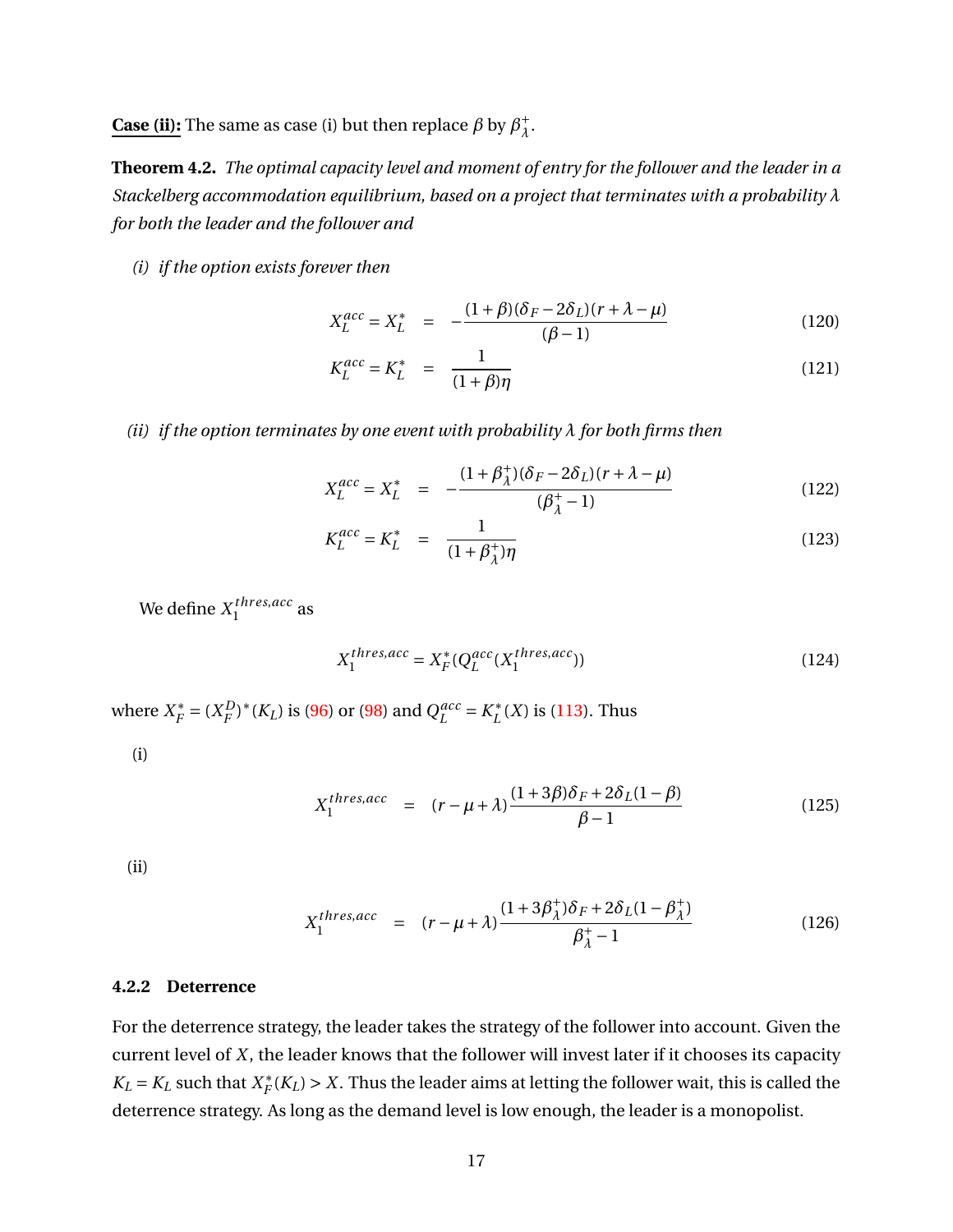**<u>Case (ii):</u>** The same as case (i) but then replace $\beta$ by $\beta_\lambda^+$.

**Theorem 4.2.** *The optimal capacity level and moment of entry for the follower and the leader in a Stackelberg accommodation equilibrium, based on a project that terminates with a probability $\lambda$ for both the leader and the follower and*

*(i) if the option exists forever then*

$$X_L^{acc} = X_L^* = -\frac{(1+\beta)(\delta_F - 2\delta_L)(r+\lambda-\mu)}{(\beta-1)} \tag{120}$$

$$K_L^{acc} = K_L^* = \frac{1}{(1+\beta)\eta} \tag{121}$$

*(ii) if the option terminates by one event with probability $\lambda$ for both firms then*

$$X_L^{acc} = X_L^* = -\frac{(1+\beta_\lambda^+)(\delta_F - 2\delta_L)(r+\lambda-\mu)}{(\beta_\lambda^+-1)} \tag{122}$$

$$K_L^{acc} = K_L^* = \frac{1}{(1+\beta_\lambda^+)\eta} \tag{123}$$

We define $X_1^{thres,acc}$ as

$$X_1^{thres,acc} = X_F^*(Q_L^{acc}(X_1^{thres,acc})) \tag{124}$$

where $X_F^* = (X_F^D)^*(K_L)$ is (96) or (98) and $Q_L^{acc} = K_L^*(X)$ is (113). Thus

(i)

$$X_1^{thres,acc} = (r-\mu+\lambda)\frac{(1+3\beta)\delta_F + 2\delta_L(1-\beta)}{\beta-1} \tag{125}$$

(ii)

$$X_1^{thres,acc} = (r-\mu+\lambda)\frac{(1+3\beta_\lambda^+)\delta_F + 2\delta_L(1-\beta_\lambda^+)}{\beta_\lambda^+-1} \tag{126}$$

### 4.2.2 Deterrence

For the deterrence strategy, the leader takes the strategy of the follower into account. Given the current level of $X$, the leader knows that the follower will invest later if it chooses its capacity $K_L = K_L$ such that $X_F^*(K_L) > X$. Thus the leader aims at letting the follower wait, this is called the deterrence strategy. As long as the demand level is low enough, the leader is a monopolist.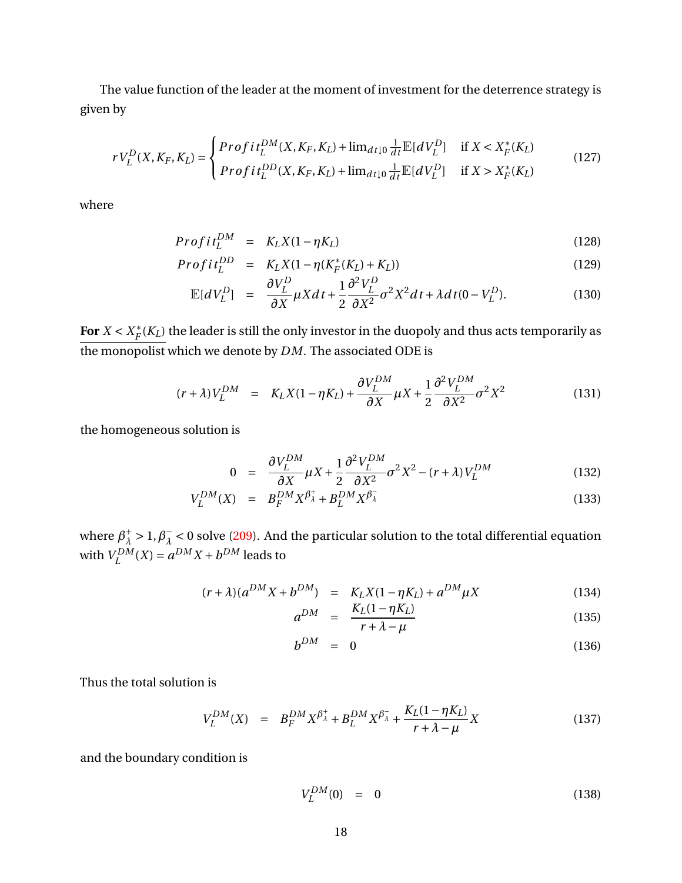The value function of the leader at the moment of investment for the deterrence strategy is given by

$$
rV_L^D(X,K_F,K_L) = \begin{cases} Profit_L^{DM}(X,K_F,K_L) + \lim_{dt\downarrow 0}\frac{1}{dt}\mathbb{E}[dV_L^D] & \text{if } X < X_F^*(K_L) \\ Profit_L^{DD}(X,K_F,K_L) + \lim_{dt\downarrow 0}\frac{1}{dt}\mathbb{E}[dV_L^D] & \text{if } X > X_F^*(K_L) \end{cases} \tag{127}
$$

where

$$
\begin{aligned}
Profit_L^{DM} &= K_L X(1-\eta K_L) &(128)\\
Profit_L^{DD} &= K_L X(1-\eta(K_F^*(K_L)+K_L)) &(129)\\
\mathbb{E}[dV_L^D] &= \frac{\partial V_L^D}{\partial X}\mu X dt + \frac{1}{2}\frac{\partial^2 V_L^D}{\partial X^2}\sigma^2 X^2 dt + \lambda dt(0 - V_L^D). &(130)
\end{aligned}
$$

**For** $X < X_F^*(K_L)$ the leader is still the only investor in the duopoly and thus acts temporarily as the monopolist which we denote by $DM$. The associated ODE is

$$
(r+\lambda)V_L^{DM} = K_L X(1-\eta K_L) + \frac{\partial V_L^{DM}}{\partial X}\mu X + \frac{1}{2}\frac{\partial^2 V_L^{DM}}{\partial X^2}\sigma^2 X^2 \tag{131}
$$

the homogeneous solution is

$$
\begin{aligned}
0 &= \frac{\partial V_L^{DM}}{\partial X}\mu X + \frac{1}{2}\frac{\partial^2 V_L^{DM}}{\partial X^2}\sigma^2 X^2 - (r+\lambda)V_L^{DM} &(132)\\
V_L^{DM}(X) &= B_F^{DM} X^{\beta_\lambda^+} + B_L^{DM} X^{\beta_\lambda^-} &(133)
\end{aligned}
$$

where $\beta_\lambda^+ > 1, \beta_\lambda^- < 0$ solve (209). And the particular solution to the total differential equation with $V_L^{DM}(X) = a^{DM}X + b^{DM}$ leads to

$$
\begin{aligned}
(r+\lambda)(a^{DM}X + b^{DM}) &= K_L X(1-\eta K_L) + a^{DM}\mu X &(134)\\
a^{DM} &= \frac{K_L(1-\eta K_L)}{r+\lambda-\mu} &(135)\\
b^{DM} &= 0 &(136)
\end{aligned}
$$

Thus the total solution is

$$
V_L^{DM}(X) = B_F^{DM} X^{\beta_\lambda^+} + B_L^{DM} X^{\beta_\lambda^-} + \frac{K_L(1-\eta K_L)}{r+\lambda-\mu}X \tag{137}
$$

and the boundary condition is

$$
V_L^{DM}(0) = 0 \tag{138}
$$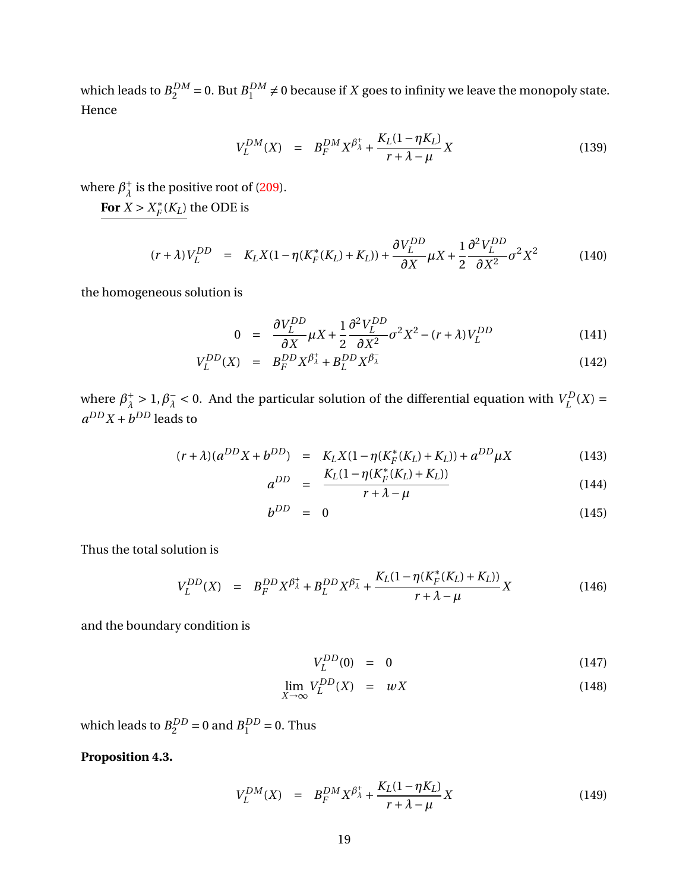which leads to $B_2^{DM} = 0$. But $B_1^{DM} \neq 0$ because if $X$ goes to infinity we leave the monopoly state. Hence

$$V_L^{DM}(X) \quad = \quad B_F^{DM} X^{\beta_\lambda^+} + \frac{K_L(1-\eta K_L)}{r+\lambda-\mu} X \tag{139}$$

where $\beta_\lambda^+$ is the positive root of (209).

<u>**For** $X > X_F^*(K_L)$</u> the ODE is

$$(r+\lambda)V_L^{DD} \quad = \quad K_L X(1-\eta(K_F^*(K_L)+K_L)) + \frac{\partial V_L^{DD}}{\partial X}\mu X + \frac{1}{2}\frac{\partial^2 V_L^{DD}}{\partial X^2}\sigma^2 X^2 \tag{140}$$

the homogeneous solution is

$$0 \quad = \quad \frac{\partial V_L^{DD}}{\partial X}\mu X + \frac{1}{2}\frac{\partial^2 V_L^{DD}}{\partial X^2}\sigma^2 X^2 - (r+\lambda)V_L^{DD} \tag{141}$$

$$V_L^{DD}(X) \quad = \quad B_F^{DD} X^{\beta_\lambda^+} + B_L^{DD} X^{\beta_\lambda^-} \tag{142}$$

where $\beta_\lambda^+ > 1, \beta_\lambda^- < 0$. And the particular solution of the differential equation with $V_L^D(X) = a^{DD}X + b^{DD}$ leads to

$$(r+\lambda)(a^{DD}X + b^{DD}) \quad = \quad K_L X(1-\eta(K_F^*(K_L)+K_L)) + a^{DD}\mu X \tag{143}$$

$$a^{DD} \quad = \quad \frac{K_L(1-\eta(K_F^*(K_L)+K_L))}{r+\lambda-\mu} \tag{144}$$

$$b^{DD} \quad = \quad 0 \tag{145}$$

Thus the total solution is

$$V_L^{DD}(X) \quad = \quad B_F^{DD} X^{\beta_\lambda^+} + B_L^{DD} X^{\beta_\lambda^-} + \frac{K_L(1-\eta(K_F^*(K_L)+K_L))}{r+\lambda-\mu} X \tag{146}$$

and the boundary condition is

$$V_L^{DD}(0) \quad = \quad 0 \tag{147}$$

$$\lim_{X\to\infty} V_L^{DD}(X) \quad = \quad wX \tag{148}$$

which leads to $B_2^{DD} = 0$ and $B_1^{DD} = 0$. Thus

**Proposition 4.3.**

$$V_L^{DM}(X) \quad = \quad B_F^{DM} X^{\beta_\lambda^+} + \frac{K_L(1-\eta K_L)}{r+\lambda-\mu} X \tag{149}$$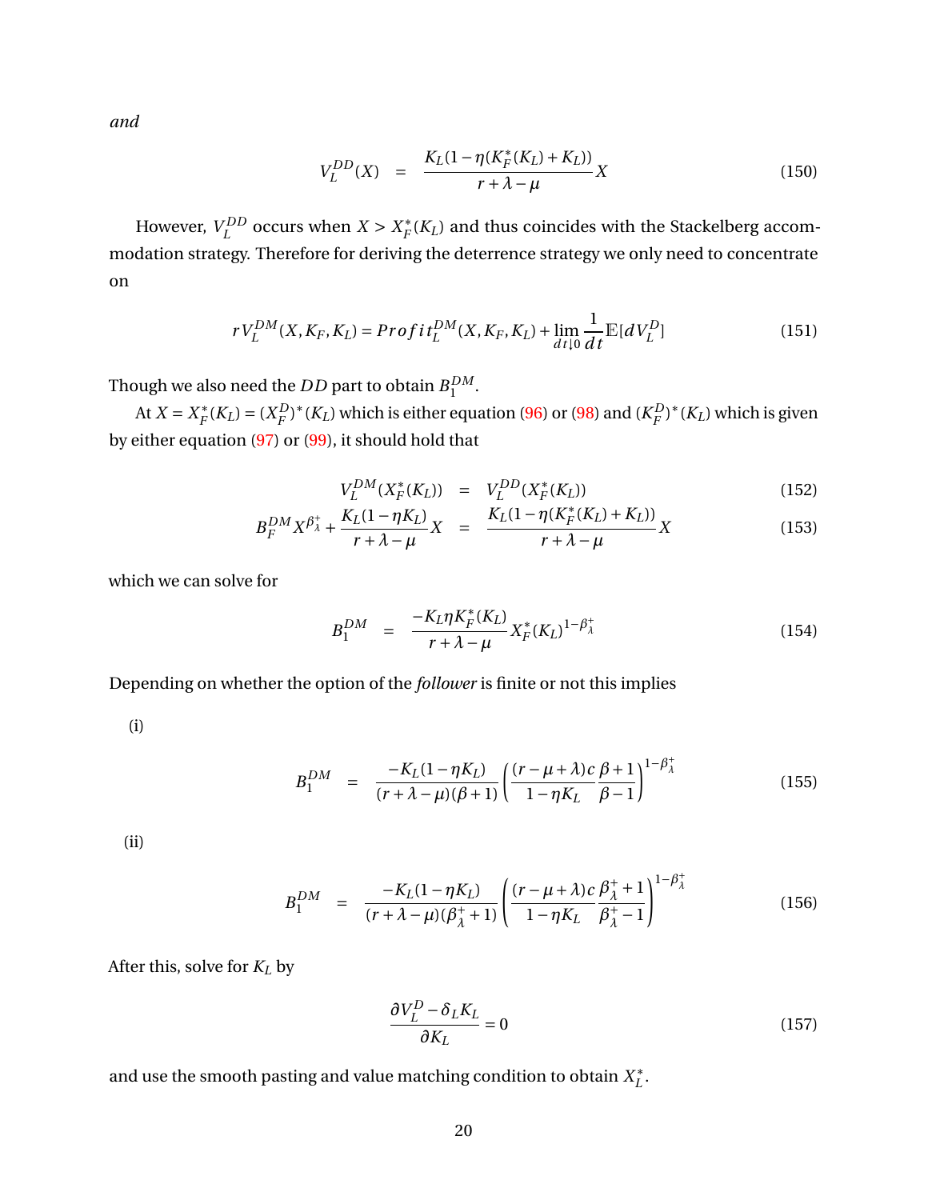*and*

$$V_L^{DD}(X) \quad = \quad \frac{K_L(1-\eta(K_F^*(K_L)+K_L))}{r+\lambda-\mu}X \tag{150}$$

However, $V_L^{DD}$ occurs when $X > X_F^*(K_L)$ and thus coincides with the Stackelberg accommodation strategy. Therefore for deriving the deterrence strategy we only need to concentrate on

$$rV_L^{DM}(X,K_F,K_L) = Profit_L^{DM}(X,K_F,K_L) + \lim_{dt\downarrow 0}\frac{1}{dt}\mathbb{E}[dV_L^D] \tag{151}$$

Though we also need the $DD$ part to obtain $B_1^{DM}$.

At $X = X_F^*(K_L) = (X_F^D)^*(K_L)$ which is either equation (96) or (98) and $(K_F^D)^*(K_L)$ which is given by either equation (97) or (99), it should hold that

$$V_L^{DM}(X_F^*(K_L)) \quad = \quad V_L^{DD}(X_F^*(K_L)) \tag{152}$$

$$B_F^{DM}X^{\beta_\lambda^+} + \frac{K_L(1-\eta K_L)}{r+\lambda-\mu}X \quad = \quad \frac{K_L(1-\eta(K_F^*(K_L)+K_L))}{r+\lambda-\mu}X \tag{153}$$

which we can solve for

$$B_1^{DM} \quad = \quad \frac{-K_L\eta K_F^*(K_L)}{r+\lambda-\mu}X_F^*(K_L)^{1-\beta_\lambda^+} \tag{154}$$

Depending on whether the option of the *follower* is finite or not this implies

(i)

$$B_1^{DM} \quad = \quad \frac{-K_L(1-\eta K_L)}{(r+\lambda-\mu)(\beta+1)}\left(\frac{(r-\mu+\lambda)c}{1-\eta K_L}\frac{\beta+1}{\beta-1}\right)^{1-\beta_\lambda^+} \tag{155}$$

(ii)

$$B_1^{DM} \quad = \quad \frac{-K_L(1-\eta K_L)}{(r+\lambda-\mu)(\beta_\lambda^++1)}\left(\frac{(r-\mu+\lambda)c}{1-\eta K_L}\frac{\beta_\lambda^++1}{\beta_\lambda^+-1}\right)^{1-\beta_\lambda^+} \tag{156}$$

After this, solve for $K_L$ by

$$\frac{\partial V_L^D - \delta_L K_L}{\partial K_L} = 0 \tag{157}$$

and use the smooth pasting and value matching condition to obtain $X_L^*$.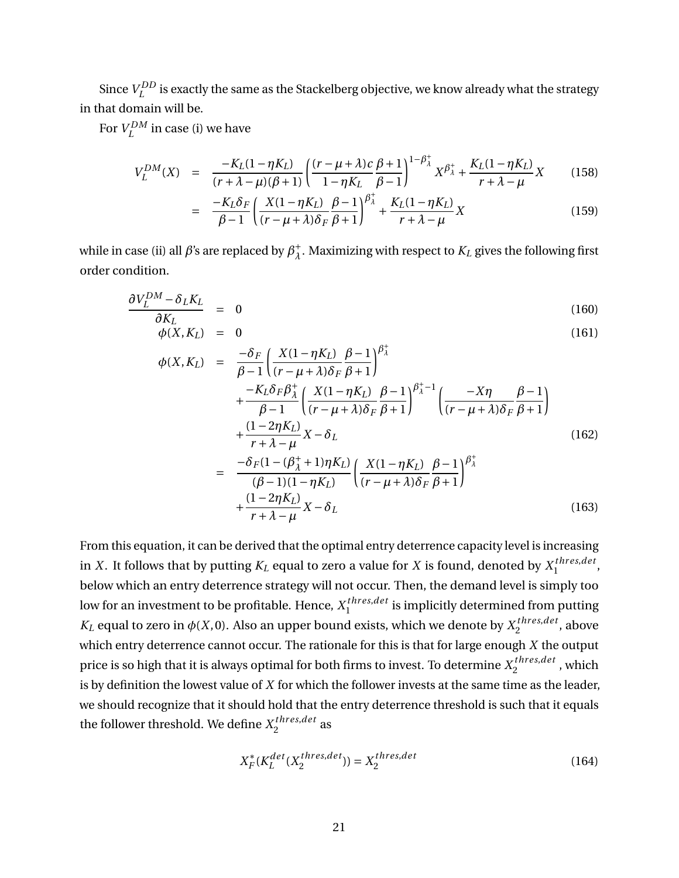Since $V_L^{DD}$ is exactly the same as the Stackelberg objective, we know already what the strategy in that domain will be.

For $V_L^{DM}$ in case (i) we have

$$
\begin{aligned}
V_L^{DM}(X) &= \frac{-K_L(1-\eta K_L)}{(r+\lambda-\mu)(\beta+1)}\left(\frac{(r-\mu+\lambda)c}{1-\eta K_L}\frac{\beta+1}{\beta-1}\right)^{1-\beta_\lambda^+} X^{\beta_\lambda^+} + \frac{K_L(1-\eta K_L)}{r+\lambda-\mu}X && (158)\\
&= \frac{-K_L\delta_F}{\beta-1}\left(\frac{X(1-\eta K_L)}{(r-\mu+\lambda)\delta_F}\frac{\beta-1}{\beta+1}\right)^{\beta_\lambda^+} + \frac{K_L(1-\eta K_L)}{r+\lambda-\mu}X && (159)
\end{aligned}
$$

while in case (ii) all $\beta$'s are replaced by $\beta_\lambda^+$. Maximizing with respect to $K_L$ gives the following first order condition.

$$
\begin{aligned}
\frac{\partial V_L^{DM} - \delta_L K_L}{\partial K_L} &= 0 && (160)\\
\phi(X, K_L) &= 0 && (161)\\
\phi(X, K_L) &= \frac{-\delta_F}{\beta-1}\left(\frac{X(1-\eta K_L)}{(r-\mu+\lambda)\delta_F}\frac{\beta-1}{\beta+1}\right)^{\beta_\lambda^+}\\
&\quad + \frac{-K_L\delta_F\beta_\lambda^+}{\beta-1}\left(\frac{X(1-\eta K_L)}{(r-\mu+\lambda)\delta_F}\frac{\beta-1}{\beta+1}\right)^{\beta_\lambda^+-1}\left(\frac{-X\eta}{(r-\mu+\lambda)\delta_F}\frac{\beta-1}{\beta+1}\right)\\
&\quad + \frac{(1-2\eta K_L)}{r+\lambda-\mu}X - \delta_L && (162)\\
&= \frac{-\delta_F(1-(\beta_\lambda^++1)\eta K_L)}{(\beta-1)(1-\eta K_L)}\left(\frac{X(1-\eta K_L)}{(r-\mu+\lambda)\delta_F}\frac{\beta-1}{\beta+1}\right)^{\beta_\lambda^+}\\
&\quad + \frac{(1-2\eta K_L)}{r+\lambda-\mu}X - \delta_L && (163)
\end{aligned}
$$

From this equation, it can be derived that the optimal entry deterrence capacity level is increasing in $X$. It follows that by putting $K_L$ equal to zero a value for $X$ is found, denoted by $X_1^{thres,det}$, below which an entry deterrence strategy will not occur. Then, the demand level is simply too low for an investment to be profitable. Hence, $X_1^{thres,det}$ is implicitly determined from putting $K_L$ equal to zero in $\phi(X, 0)$. Also an upper bound exists, which we denote by $X_2^{thres,det}$, above which entry deterrence cannot occur. The rationale for this is that for large enough $X$ the output price is so high that it is always optimal for both firms to invest. To determine $X_2^{thres,det}$ , which is by definition the lowest value of $X$ for which the follower invests at the same time as the leader, we should recognize that it should hold that the entry deterrence threshold is such that it equals the follower threshold. We define $X_2^{thres,det}$ as

$$
X_F^*(K_L^{det}(X_2^{thres,det})) = X_2^{thres,det} \qquad (164)
$$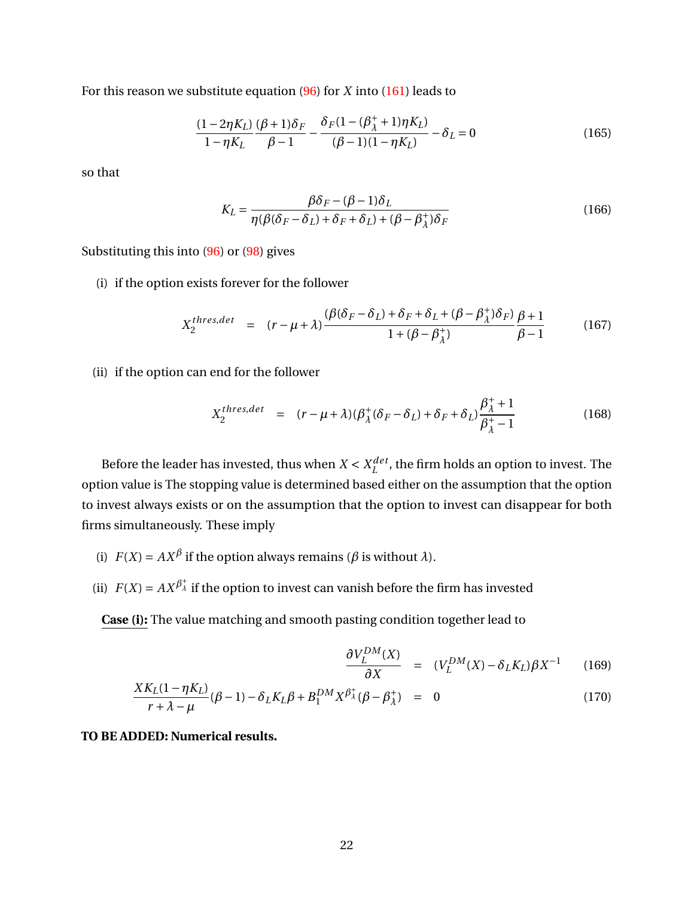For this reason we substitute equation (96) for $X$ into (161) leads to

$$\frac{(1-2\eta K_L)}{1-\eta K_L}\frac{(\beta+1)\delta_F}{\beta-1} - \frac{\delta_F(1-(\beta_\lambda^+ +1)\eta K_L)}{(\beta-1)(1-\eta K_L)} - \delta_L = 0 \tag{165}$$

so that

$$K_L = \frac{\beta\delta_F - (\beta-1)\delta_L}{\eta(\beta(\delta_F-\delta_L)+\delta_F+\delta_L)+(\beta-\beta_\lambda^+)\delta_F} \tag{166}$$

Substituting this into (96) or (98) gives

(i) if the option exists forever for the follower

$$X_2^{thres,det} = (r-\mu+\lambda)\frac{(\beta(\delta_F-\delta_L)+\delta_F+\delta_L+(\beta-\beta_\lambda^+)\delta_F)}{1+(\beta-\beta_\lambda^+)}\frac{\beta+1}{\beta-1} \tag{167}$$

(ii) if the option can end for the follower

$$X_2^{thres,det} = (r-\mu+\lambda)(\beta_\lambda^+(\delta_F-\delta_L)+\delta_F+\delta_L)\frac{\beta_\lambda^+ +1}{\beta_\lambda^+ -1} \tag{168}$$

Before the leader has invested, thus when $X < X_L^{det}$, the firm holds an option to invest. The option value is The stopping value is determined based either on the assumption that the option to invest always exists or on the assumption that the option to invest can disappear for both firms simultaneously. These imply

(i) $F(X) = AX^{\beta}$ if the option always remains ($\beta$ is without $\lambda$).

(ii) $F(X) = AX^{\beta_\lambda^+}$ if the option to invest can vanish before the firm has invested

**Case (i):** The value matching and smooth pasting condition together lead to

$$\frac{\partial V_L^{DM}(X)}{\partial X} = (V_L^{DM}(X) - \delta_L K_L)\beta X^{-1} \tag{169}$$

$$\frac{XK_L(1-\eta K_L)}{r+\lambda-\mu}(\beta-1) - \delta_L K_L\beta + B_1^{DM}X^{\beta_\lambda^+}(\beta-\beta_\lambda^+) = 0 \tag{170}$$

**TO BE ADDED: Numerical results.**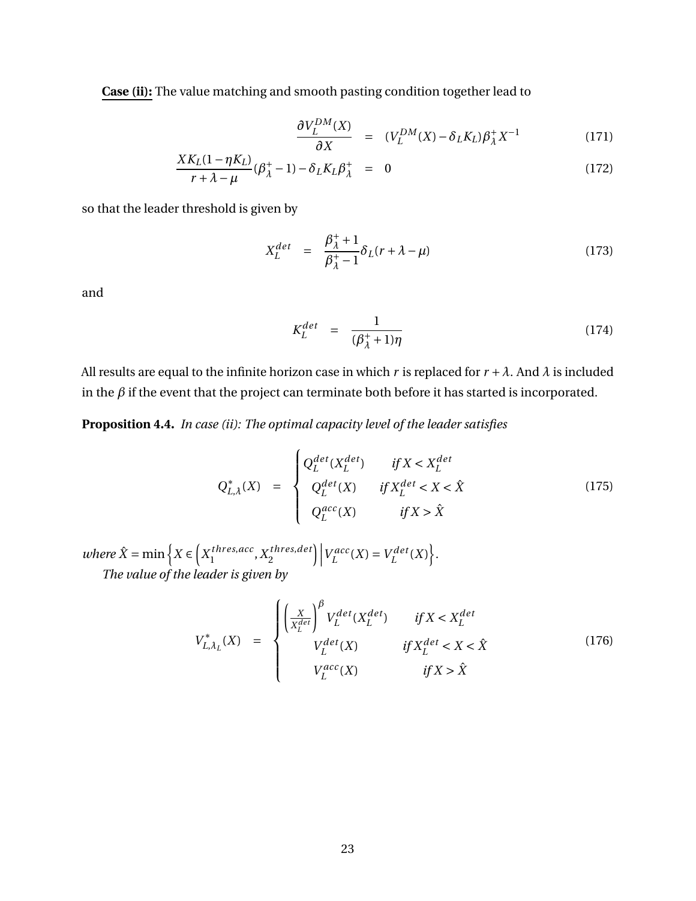**Case (ii):** The value matching and smooth pasting condition together lead to

$$\frac{\partial V_L^{DM}(X)}{\partial X} = (V_L^{DM}(X) - \delta_L K_L)\beta_\lambda^+ X^{-1} \tag{171}$$

$$\frac{XK_L(1-\eta K_L)}{r+\lambda-\mu}(\beta_\lambda^+ - 1) - \delta_L K_L \beta_\lambda^+ = 0 \tag{172}$$

so that the leader threshold is given by

$$X_L^{det} = \frac{\beta_\lambda^+ + 1}{\beta_\lambda^+ - 1}\delta_L(r+\lambda-\mu) \tag{173}$$

and

$$K_L^{det} = \frac{1}{(\beta_\lambda^+ + 1)\eta} \tag{174}$$

All results are equal to the infinite horizon case in which $r$ is replaced for $r+\lambda$. And $\lambda$ is included in the $\beta$ if the event that the project can terminate both before it has started is incorporated.

**Proposition 4.4.** *In case (ii): The optimal capacity level of the leader satisfies*

$$Q_{L,\lambda}^*(X) = \begin{cases} Q_L^{det}(X_L^{det}) & \text{if } X < X_L^{det} \\ Q_L^{det}(X) & \text{if } X_L^{det} < X < \hat{X} \\ Q_L^{acc}(X) & \text{if } X > \hat{X} \end{cases} \tag{175}$$

*where* $\hat{X} = \min\left\{X \in \left(X_1^{thres,acc}, X_2^{thres,det}\right) \middle| V_L^{acc}(X) = V_L^{det}(X)\right\}$.

*The value of the leader is given by*

$$V_{L,\lambda_L}^*(X) = \begin{cases} \left(\frac{X}{X_L^{det}}\right)^\beta V_L^{det}(X_L^{det}) & \text{if } X < X_L^{det} \\ V_L^{det}(X) & \text{if } X_L^{det} < X < \hat{X} \\ V_L^{acc}(X) & \text{if } X > \hat{X} \end{cases} \tag{176}$$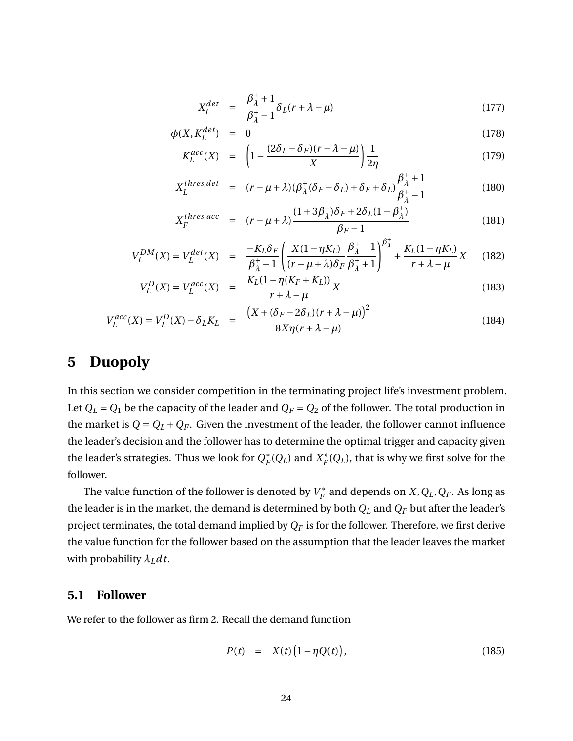$$X_L^{det} = \frac{\beta_\lambda^+ + 1}{\beta_\lambda^+ - 1}\delta_L(r+\lambda-\mu) \tag{177}$$

$$\phi(X, K_L^{det}) = 0 \tag{178}$$

$$K_L^{acc}(X) = \left(1 - \frac{(2\delta_L - \delta_F)(r+\lambda-\mu)}{X}\right)\frac{1}{2\eta} \tag{179}$$

$$X_L^{thres,det} = (r-\mu+\lambda)(\beta_\lambda^+(\delta_F - \delta_L) + \delta_F + \delta_L)\frac{\beta_\lambda^+ + 1}{\beta_\lambda^+ - 1} \tag{180}$$

$$X_F^{thres,acc} = (r-\mu+\lambda)\frac{(1+3\beta_\lambda^+)\delta_F + 2\delta_L(1-\beta_\lambda^+)}{\beta_F - 1} \tag{181}$$

$$V_L^{DM}(X) = V_L^{det}(X) = \frac{-K_L\delta_F}{\beta_\lambda^+ - 1}\left(\frac{X(1-\eta K_L)}{(r-\mu+\lambda)\delta_F}\frac{\beta_\lambda^+ - 1}{\beta_\lambda^+ + 1}\right)^{\beta_\lambda^+} + \frac{K_L(1-\eta K_L)}{r+\lambda-\mu}X \tag{182}$$

$$V_L^D(X) = V_L^{acc}(X) = \frac{K_L(1-\eta(K_F+K_L))}{r+\lambda-\mu}X \tag{183}$$

$$V_L^{acc}(X) = V_L^D(X) - \delta_L K_L = \frac{\left(X + (\delta_F - 2\delta_L)(r+\lambda-\mu)\right)^2}{8X\eta(r+\lambda-\mu)} \tag{184}$$

# 5 Duopoly

In this section we consider competition in the terminating project life's investment problem. Let $Q_L = Q_1$ be the capacity of the leader and $Q_F = Q_2$ of the follower. The total production in the market is $Q = Q_L + Q_F$. Given the investment of the leader, the follower cannot influence the leader's decision and the follower has to determine the optimal trigger and capacity given the leader's strategies. Thus we look for $Q_F^*(Q_L)$ and $X_F^*(Q_L)$, that is why we first solve for the follower.

The value function of the follower is denoted by $V_F^*$ and depends on $X, Q_L, Q_F$. As long as the leader is in the market, the demand is determined by both $Q_L$ and $Q_F$ but after the leader's project terminates, the total demand implied by $Q_F$ is for the follower. Therefore, we first derive the value function for the follower based on the assumption that the leader leaves the market with probability $\lambda_L dt$.

## 5.1 Follower

We refer to the follower as firm 2. Recall the demand function

$$P(t) = X(t)\left(1 - \eta Q(t)\right), \tag{185}$$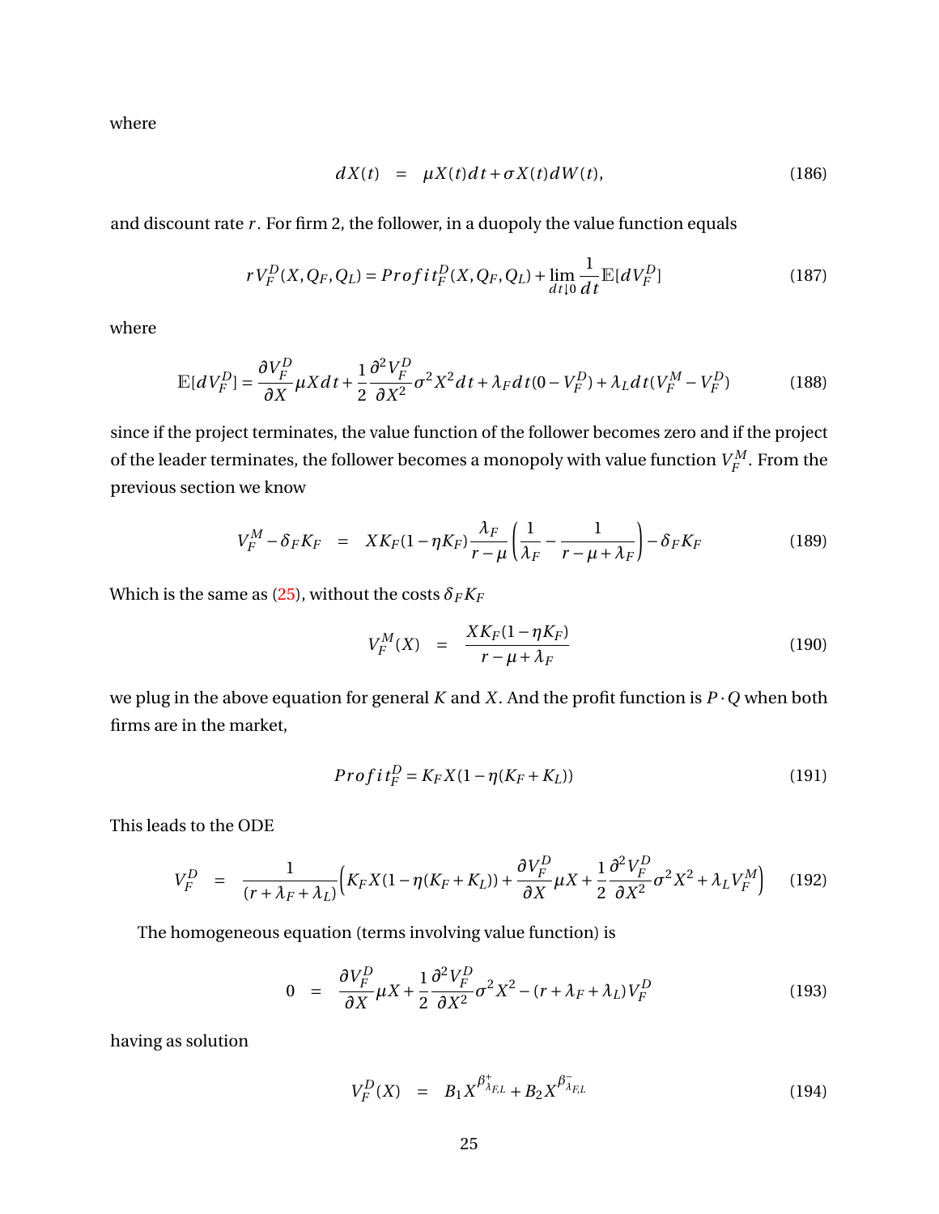where

$$dX(t) \quad = \quad \mu X(t)dt + \sigma X(t)dW(t), \tag{186}$$

and discount rate $r$. For firm 2, the follower, in a duopoly the value function equals

$$rV_F^D(X, Q_F, Q_L) = Profit_F^D(X, Q_F, Q_L) + \lim_{dt \downarrow 0} \frac{1}{dt}\mathbb{E}[dV_F^D] \tag{187}$$

where

$$\mathbb{E}[dV_F^D] = \frac{\partial V_F^D}{\partial X}\mu X dt + \frac{1}{2}\frac{\partial^2 V_F^D}{\partial X^2}\sigma^2 X^2 dt + \lambda_F dt(0 - V_F^D) + \lambda_L dt(V_F^M - V_F^D) \tag{188}$$

since if the project terminates, the value function of the follower becomes zero and if the project of the leader terminates, the follower becomes a monopoly with value function $V_F^M$. From the previous section we know

$$V_F^M - \delta_F K_F \quad = \quad XK_F(1-\eta K_F)\frac{\lambda_F}{r-\mu}\left(\frac{1}{\lambda_F} - \frac{1}{r-\mu+\lambda_F}\right) - \delta_F K_F \tag{189}$$

Which is the same as (25), without the costs $\delta_F K_F$

$$V_F^M(X) \quad = \quad \frac{XK_F(1-\eta K_F)}{r-\mu+\lambda_F} \tag{190}$$

we plug in the above equation for general $K$ and $X$. And the profit function is $P \cdot Q$ when both firms are in the market,

$$Profit_F^D = K_F X(1 - \eta(K_F + K_L)) \tag{191}$$

This leads to the ODE

$$V_F^D \quad = \quad \frac{1}{(r+\lambda_F+\lambda_L)}\Big(K_F X(1-\eta(K_F+K_L)) + \frac{\partial V_F^D}{\partial X}\mu X + \frac{1}{2}\frac{\partial^2 V_F^D}{\partial X^2}\sigma^2 X^2 + \lambda_L V_F^M\Big) \tag{192}$$

The homogeneous equation (terms involving value function) is

$$0 \quad = \quad \frac{\partial V_F^D}{\partial X}\mu X + \frac{1}{2}\frac{\partial^2 V_F^D}{\partial X^2}\sigma^2 X^2 - (r+\lambda_F+\lambda_L)V_F^D \tag{193}$$

having as solution

$$V_F^D(X) \quad = \quad B_1 X^{\beta^+_{\lambda_{F,L}}} + B_2 X^{\beta^-_{\lambda_{F,L}}} \tag{194}$$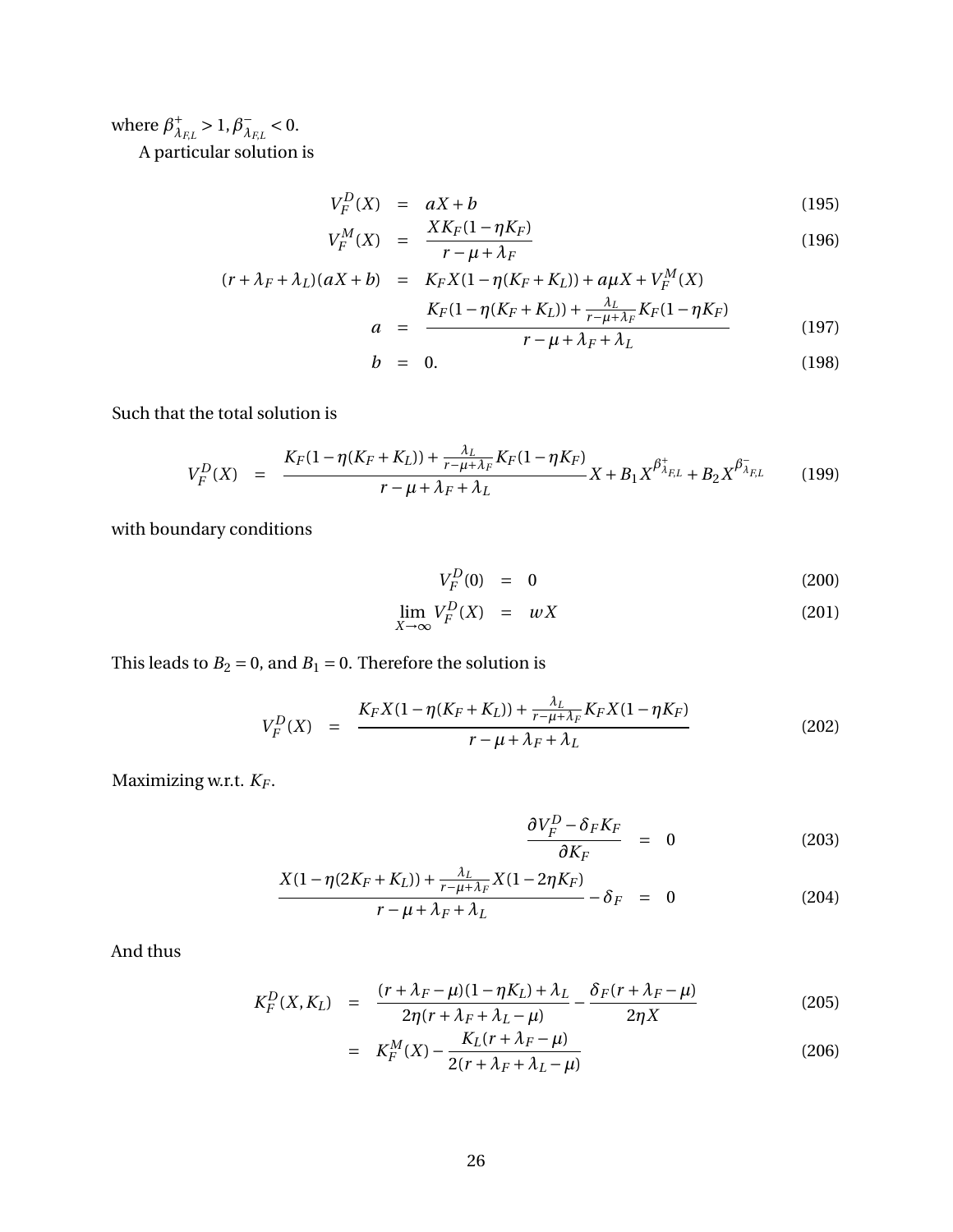where $\beta^+_{\lambda_{F,L}} > 1, \beta^-_{\lambda_{F,L}} < 0$.

A particular solution is

$$
\begin{aligned}
V_F^D(X) &= aX + b && (195)\\
V_F^M(X) &= \frac{XK_F(1-\eta K_F)}{r-\mu+\lambda_F} && (196)\\
(r+\lambda_F+\lambda_L)(aX+b) &= K_F X(1-\eta(K_F+K_L)) + a\mu X + V_F^M(X) &&\\
a &= \frac{K_F(1-\eta(K_F+K_L)) + \frac{\lambda_L}{r-\mu+\lambda_F}K_F(1-\eta K_F)}{r-\mu+\lambda_F+\lambda_L} && (197)\\
b &= 0. && (198)
\end{aligned}
$$

Such that the total solution is

$$
V_F^D(X) = \frac{K_F(1-\eta(K_F+K_L)) + \frac{\lambda_L}{r-\mu+\lambda_F}K_F(1-\eta K_F)}{r-\mu+\lambda_F+\lambda_L} X + B_1 X^{\beta^+_{\lambda_{F,L}}} + B_2 X^{\beta^-_{\lambda_{F,L}}} \tag{199}
$$

with boundary conditions

$$
\begin{aligned}
V_F^D(0) &= 0 && (200)\\
\lim_{X\to\infty} V_F^D(X) &= wX && (201)
\end{aligned}
$$

This leads to $B_2 = 0$, and $B_1 = 0$. Therefore the solution is

$$
V_F^D(X) = \frac{K_F X(1-\eta(K_F+K_L)) + \frac{\lambda_L}{r-\mu+\lambda_F}K_F X(1-\eta K_F)}{r-\mu+\lambda_F+\lambda_L} \tag{202}
$$

Maximizing w.r.t. $K_F$.

$$
\begin{aligned}
\frac{\partial V_F^D - \delta_F K_F}{\partial K_F} &= 0 && (203)\\
\frac{X(1-\eta(2K_F+K_L)) + \frac{\lambda_L}{r-\mu+\lambda_F}X(1-2\eta K_F)}{r-\mu+\lambda_F+\lambda_L} - \delta_F &= 0 && (204)
\end{aligned}
$$

And thus

$$
\begin{aligned}
K_F^D(X, K_L) &= \frac{(r+\lambda_F-\mu)(1-\eta K_L)+\lambda_L}{2\eta(r+\lambda_F+\lambda_L-\mu)} - \frac{\delta_F(r+\lambda_F-\mu)}{2\eta X} && (205)\\
&= K_F^M(X) - \frac{K_L(r+\lambda_F-\mu)}{2(r+\lambda_F+\lambda_L-\mu)} && (206)
\end{aligned}
$$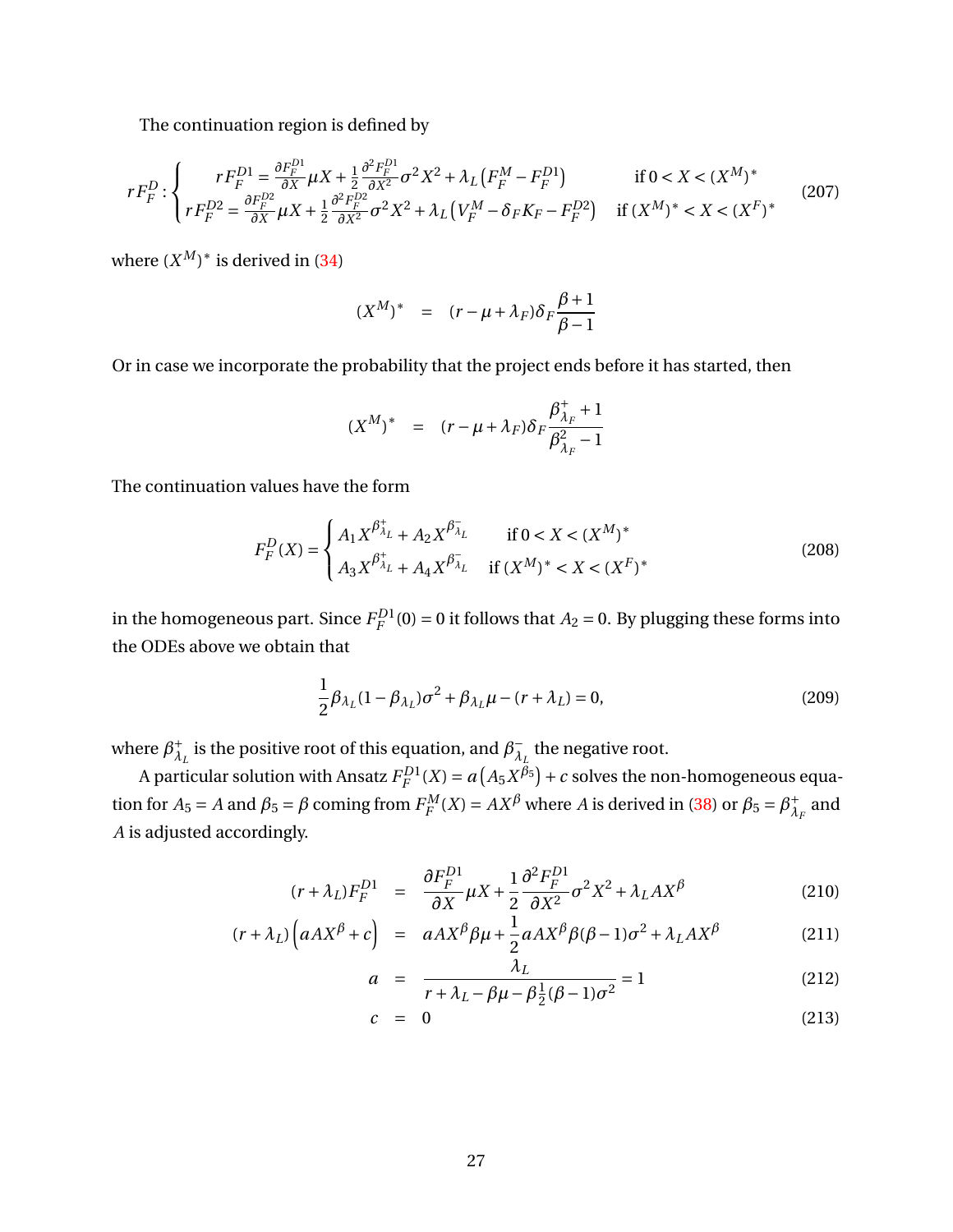The continuation region is defined by

$$
rF_F^D : \begin{cases} rF_F^{D1} = \frac{\partial F_F^{D1}}{\partial X}\mu X + \frac{1}{2}\frac{\partial^2 F_F^{D1}}{\partial X^2}\sigma^2 X^2 + \lambda_L\left(F_F^M - F_F^{D1}\right) & \text{if } 0 < X < (X^M)^* \\ rF_F^{D2} = \frac{\partial F_F^{D2}}{\partial X}\mu X + \frac{1}{2}\frac{\partial^2 F_F^{D2}}{\partial X^2}\sigma^2 X^2 + \lambda_L\left(V_F^M - \delta_F K_F - F_F^{D2}\right) & \text{if } (X^M)^* < X < (X^F)^* \end{cases} \tag{207}
$$

where $(X^M)^*$ is derived in (34)

$$
(X^M)^* \quad = \quad (r - \mu + \lambda_F)\delta_F \frac{\beta + 1}{\beta - 1}
$$

Or in case we incorporate the probability that the project ends before it has started, then

$$
(X^M)^* \quad = \quad (r - \mu + \lambda_F)\delta_F \frac{\beta_{\lambda_F}^+ + 1}{\beta_{\lambda_F}^2 - 1}
$$

The continuation values have the form

$$
F_F^D(X) = \begin{cases} A_1 X^{\beta_{\lambda_L}^+} + A_2 X^{\beta_{\lambda_L}^-} & \text{if } 0 < X < (X^M)^* \\ A_3 X^{\beta_{\lambda_L}^+} + A_4 X^{\beta_{\lambda_L}^-} & \text{if } (X^M)^* < X < (X^F)^* \end{cases} \tag{208}
$$

in the homogeneous part. Since $F_F^{D1}(0) = 0$ it follows that $A_2 = 0$. By plugging these forms into the ODEs above we obtain that

$$
\frac{1}{2}\beta_{\lambda_L}(1 - \beta_{\lambda_L})\sigma^2 + \beta_{\lambda_L}\mu - (r + \lambda_L) = 0, \tag{209}
$$

where $\beta_{\lambda_L}^+$ is the positive root of this equation, and $\beta_{\lambda_L}^-$ the negative root.

A particular solution with Ansatz $F_F^{D1}(X) = a\left(A_5 X^{\beta_5}\right) + c$ solves the non-homogeneous equation for $A_5 = A$ and $\beta_5 = \beta$ coming from $F_F^M(X) = AX^\beta$ where $A$ is derived in (38) or $\beta_5 = \beta_{\lambda_F}^+$ and $A$ is adjusted accordingly.

$$
\begin{aligned}
(r + \lambda_L)F_F^{D1} &= \frac{\partial F_F^{D1}}{\partial X}\mu X + \frac{1}{2}\frac{\partial^2 F_F^{D1}}{\partial X^2}\sigma^2 X^2 + \lambda_L A X^\beta & (210) \\
(r + \lambda_L)\left(aAX^\beta + c\right) &= aAX^\beta\beta\mu + \frac{1}{2}aAX^\beta\beta(\beta - 1)\sigma^2 + \lambda_L A X^\beta & (211) \\
a &= \frac{\lambda_L}{r + \lambda_L - \beta\mu - \beta\frac{1}{2}(\beta - 1)\sigma^2} = 1 & (212) \\
c &= 0 & (213)
\end{aligned}
$$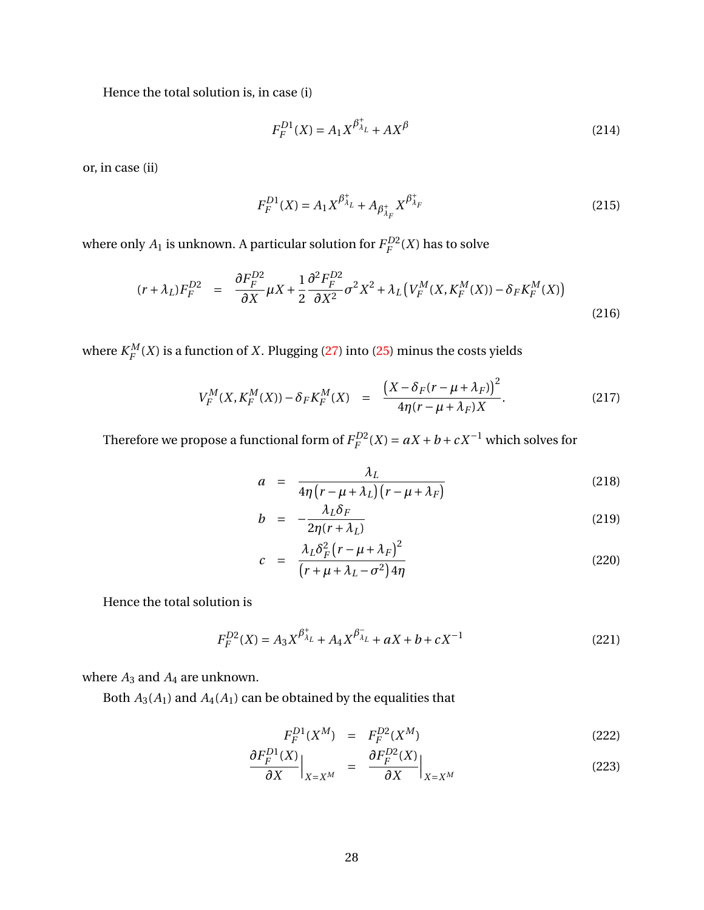Hence the total solution is, in case (i)

$$F_F^{D1}(X) = A_1 X^{\beta^+_{\lambda_L}} + AX^{\beta} \tag{214}$$

or, in case (ii)

$$F_F^{D1}(X) = A_1 X^{\beta^+_{\lambda_L}} + A_{\beta^+_{\lambda_F}} X^{\beta^+_{\lambda_F}} \tag{215}$$

where only $A_1$ is unknown. A particular solution for $F_F^{D2}(X)$ has to solve

$$(r+\lambda_L)F_F^{D2} = \frac{\partial F_F^{D2}}{\partial X}\mu X + \frac{1}{2}\frac{\partial^2 F_F^{D2}}{\partial X^2}\sigma^2 X^2 + \lambda_L\left(V_F^M(X, K_F^M(X)) - \delta_F K_F^M(X)\right) \tag{216}$$

where $K_F^M(X)$ is a function of $X$. Plugging (27) into (25) minus the costs yields

$$V_F^M(X, K_F^M(X)) - \delta_F K_F^M(X) = \frac{\left(X - \delta_F(r-\mu+\lambda_F)\right)^2}{4\eta(r-\mu+\lambda_F)X}. \tag{217}$$

Therefore we propose a functional form of $F_F^{D2}(X) = aX + b + cX^{-1}$ which solves for

$$a = \frac{\lambda_L}{4\eta\left(r-\mu+\lambda_L\right)\left(r-\mu+\lambda_F\right)} \tag{218}$$

$$b = -\frac{\lambda_L \delta_F}{2\eta(r+\lambda_L)} \tag{219}$$

$$c = \frac{\lambda_L \delta_F^2 \left(r-\mu+\lambda_F\right)^2}{\left(r+\mu+\lambda_L-\sigma^2\right)4\eta} \tag{220}$$

Hence the total solution is

$$F_F^{D2}(X) = A_3 X^{\beta^+_{\lambda_L}} + A_4 X^{\beta^-_{\lambda_L}} + aX + b + cX^{-1} \tag{221}$$

where $A_3$ and $A_4$ are unknown.

Both $A_3(A_1)$ and $A_4(A_1)$ can be obtained by the equalities that

$$F_F^{D1}(X^M) = F_F^{D2}(X^M) \tag{222}$$

$$\left.\frac{\partial F_F^{D1}(X)}{\partial X}\right|_{X=X^M} = \left.\frac{\partial F_F^{D2}(X)}{\partial X}\right|_{X=X^M} \tag{223}$$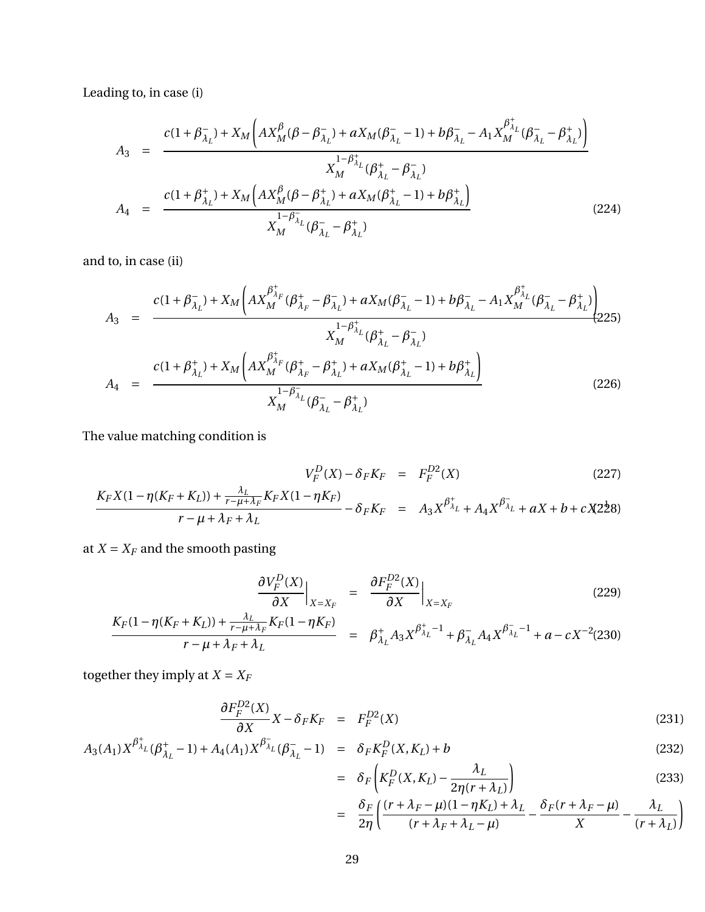Leading to, in case (i)

$$
\begin{aligned}
A_3 &= \frac{c(1+\beta^-_{\lambda_L}) + X_M\left(AX_M^{\beta}(\beta-\beta^-_{\lambda_L}) + aX_M(\beta^-_{\lambda_L}-1) + b\beta^-_{\lambda_L} - A_1 X_M^{\beta^+_{\lambda_L}}(\beta^-_{\lambda_L}-\beta^+_{\lambda_L})\right)}{X_M^{1-\beta^+_{\lambda_L}}(\beta^+_{\lambda_L}-\beta^-_{\lambda_L})} \\
A_4 &= \frac{c(1+\beta^+_{\lambda_L}) + X_M\left(AX_M^{\beta}(\beta-\beta^+_{\lambda_L}) + aX_M(\beta^+_{\lambda_L}-1) + b\beta^+_{\lambda_L}\right)}{X_M^{1-\beta^-_{\lambda_L}}(\beta^-_{\lambda_L}-\beta^+_{\lambda_L})} \qquad (224)
\end{aligned}
$$

and to, in case (ii)

$$
A_3 = \frac{c(1+\beta^-_{\lambda_L}) + X_M\left(AX_M^{\beta^+_{\lambda_F}}(\beta^+_{\lambda_F}-\beta^-_{\lambda_L}) + aX_M(\beta^-_{\lambda_L}-1) + b\beta^-_{\lambda_L} - A_1 X_M^{\beta^+_{\lambda_L}}(\beta^-_{\lambda_L}-\beta^+_{\lambda_L})\right)}{X_M^{1-\beta^+_{\lambda_L}}(\beta^+_{\lambda_L}-\beta^-_{\lambda_L})} \qquad (225)
$$

$$
A_4 = \frac{c(1+\beta^+_{\lambda_L}) + X_M\left(AX_M^{\beta^+_{\lambda_F}}(\beta^+_{\lambda_F}-\beta^+_{\lambda_L}) + aX_M(\beta^+_{\lambda_L}-1) + b\beta^+_{\lambda_L}\right)}{X_M^{1-\beta^-_{\lambda_L}}(\beta^-_{\lambda_L}-\beta^+_{\lambda_L})} \qquad (226)
$$

The value matching condition is

$$
\begin{aligned}
V_F^D(X) - \delta_F K_F &= F_F^{D2}(X) \qquad (227)\\
\frac{K_F X(1-\eta(K_F+K_L)) + \frac{\lambda_L}{r-\mu+\lambda_F}K_F X(1-\eta K_F)}{r-\mu+\lambda_F+\lambda_L} - \delta_F K_F &= A_3 X^{\beta^+_{\lambda_L}} + A_4 X^{\beta^-_{\lambda_L}} + aX + b + cX^{-1} \qquad (228)
\end{aligned}
$$

at $X = X_F$ and the smooth pasting

$$
\begin{aligned}
\frac{\partial V_F^D(X)}{\partial X}\Big|_{X=X_F} &= \frac{\partial F_F^{D2}(X)}{\partial X}\Big|_{X=X_F} \qquad (229)\\
\frac{K_F(1-\eta(K_F+K_L)) + \frac{\lambda_L}{r-\mu+\lambda_F}K_F(1-\eta K_F)}{r-\mu+\lambda_F+\lambda_L} &= \beta^+_{\lambda_L} A_3 X^{\beta^+_{\lambda_L}-1} + \beta^-_{\lambda_L} A_4 X^{\beta^-_{\lambda_L}-1} + a - cX^{-2} \qquad (230)
\end{aligned}
$$

together they imply at $X = X_F$

$$
\begin{aligned}
\frac{\partial F_F^{D2}(X)}{\partial X}X - \delta_F K_F &= F_F^{D2}(X) \qquad (231)\\
A_3(A_1)X^{\beta^+_{\lambda_L}}(\beta^+_{\lambda_L}-1) + A_4(A_1)X^{\beta^-_{\lambda_L}}(\beta^-_{\lambda_L}-1) &= \delta_F K_F^D(X,K_L) + b \qquad (232)\\
&= \delta_F\left(K_F^D(X,K_L) - \frac{\lambda_L}{2\eta(r+\lambda_L)}\right) \qquad (233)\\
&= \frac{\delta_F}{2\eta}\left(\frac{(r+\lambda_F-\mu)(1-\eta K_L)+\lambda_L}{(r+\lambda_F+\lambda_L-\mu)} - \frac{\delta_F(r+\lambda_F-\mu)}{X} - \frac{\lambda_L}{(r+\lambda_L)}\right)
\end{aligned}
$$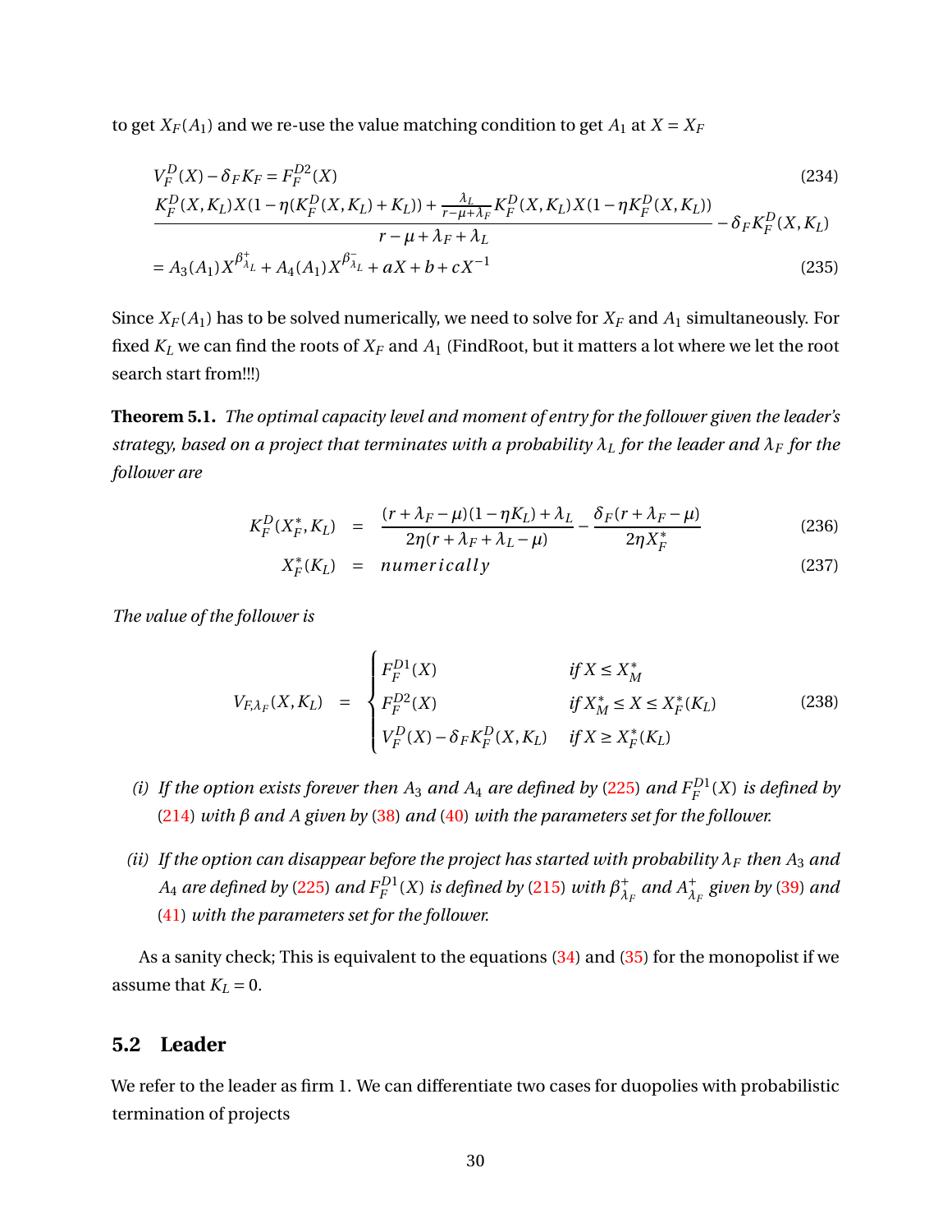to get $X_F(A_1)$ and we re-use the value matching condition to get $A_1$ at $X = X_F$

$$V_F^D(X) - \delta_F K_F = F_F^{D2}(X) \tag{234}$$

$$\frac{K_F^D(X,K_L)X(1-\eta(K_F^D(X,K_L)+K_L)) + \frac{\lambda_L}{r-\mu+\lambda_F}K_F^D(X,K_L)X(1-\eta K_F^D(X,K_L))}{r-\mu+\lambda_F+\lambda_L} - \delta_F K_F^D(X,K_L)$$

$$= A_3(A_1)X^{\beta^+_{\lambda_L}} + A_4(A_1)X^{\beta^-_{\lambda_L}} + aX + b + cX^{-1} \tag{235}$$

Since $X_F(A_1)$ has to be solved numerically, we need to solve for $X_F$ and $A_1$ simultaneously. For fixed $K_L$ we can find the roots of $X_F$ and $A_1$ (FindRoot, but it matters a lot where we let the root search start from!!!)

**Theorem 5.1.** *The optimal capacity level and moment of entry for the follower given the leader's strategy, based on a project that terminates with a probability $\lambda_L$ for the leader and $\lambda_F$ for the follower are*

$$K_F^D(X_F^*, K_L) = \frac{(r+\lambda_F-\mu)(1-\eta K_L)+\lambda_L}{2\eta(r+\lambda_F+\lambda_L-\mu)} - \frac{\delta_F(r+\lambda_F-\mu)}{2\eta X_F^*} \tag{236}$$

$$X_F^*(K_L) = numerically \tag{237}$$

*The value of the follower is*

$$V_{F,\lambda_F}(X,K_L) = \begin{cases} F_F^{D1}(X) & \text{if } X \le X_M^* \\ F_F^{D2}(X) & \text{if } X_M^* \le X \le X_F^*(K_L) \\ V_F^D(X) - \delta_F K_F^D(X,K_L) & \text{if } X \ge X_F^*(K_L) \end{cases} \tag{238}$$

*(i) If the option exists forever then $A_3$ and $A_4$ are defined by (225) and $F_F^{D1}(X)$ is defined by (214) with $\beta$ and $A$ given by (38) and (40) with the parameters set for the follower.*

*(ii) If the option can disappear before the project has started with probability $\lambda_F$ then $A_3$ and $A_4$ are defined by (225) and $F_F^{D1}(X)$ is defined by (215) with $\beta^+_{\lambda_F}$ and $A^+_{\lambda_F}$ given by (39) and (41) with the parameters set for the follower.*

As a sanity check; This is equivalent to the equations (34) and (35) for the monopolist if we assume that $K_L = 0$.

## 5.2 Leader

We refer to the leader as firm 1. We can differentiate two cases for duopolies with probabilistic termination of projects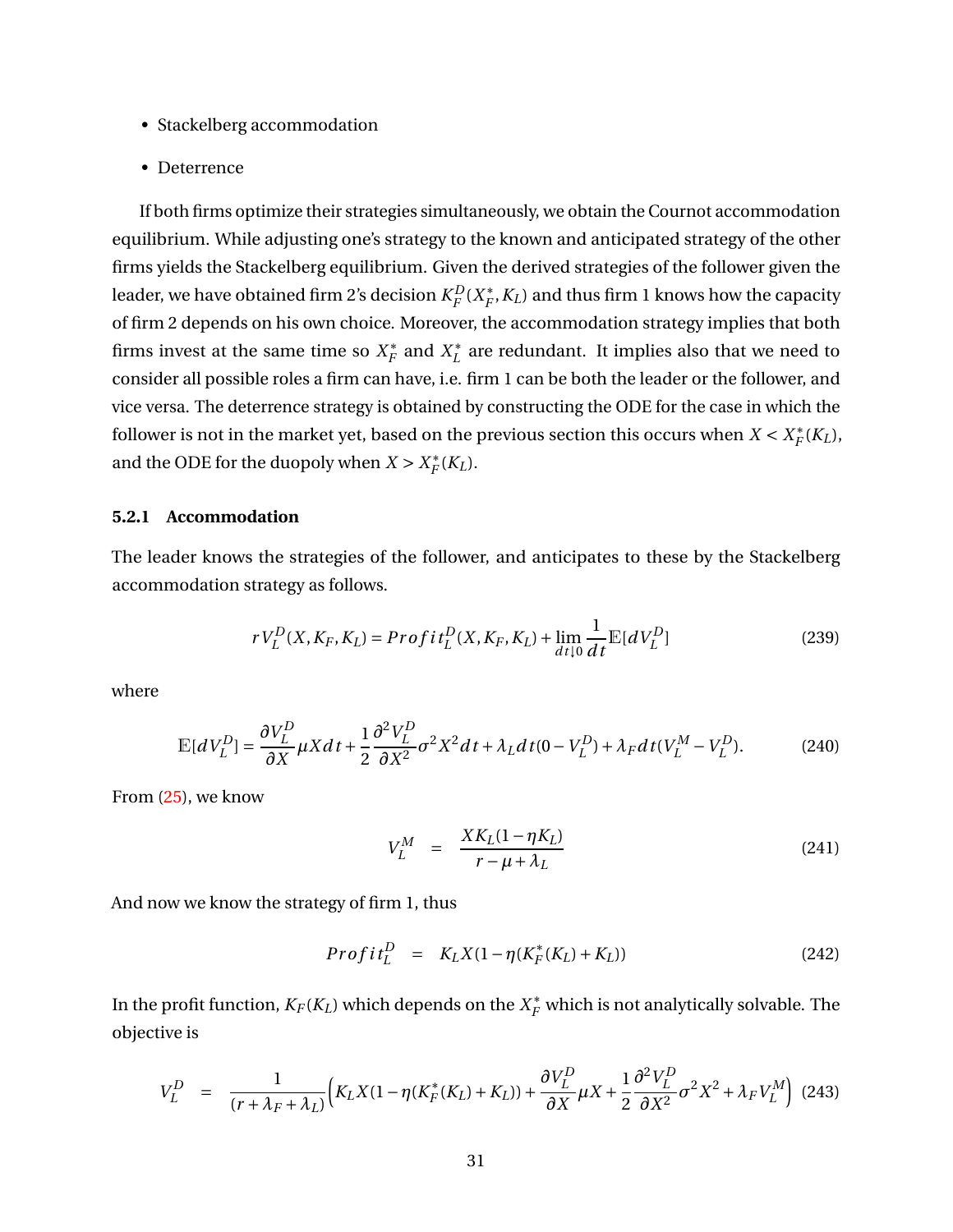- Stackelberg accommodation
- Deterrence

If both firms optimize their strategies simultaneously, we obtain the Cournot accommodation equilibrium. While adjusting one's strategy to the known and anticipated strategy of the other firms yields the Stackelberg equilibrium. Given the derived strategies of the follower given the leader, we have obtained firm 2's decision $K_F^D(X_F^*, K_L)$ and thus firm 1 knows how the capacity of firm 2 depends on his own choice. Moreover, the accommodation strategy implies that both firms invest at the same time so $X_F^*$ and $X_L^*$ are redundant. It implies also that we need to consider all possible roles a firm can have, i.e. firm 1 can be both the leader or the follower, and vice versa. The deterrence strategy is obtained by constructing the ODE for the case in which the follower is not in the market yet, based on the previous section this occurs when $X < X_F^*(K_L)$, and the ODE for the duopoly when $X > X_F^*(K_L)$.

#### 5.2.1 Accommodation

The leader knows the strategies of the follower, and anticipates to these by the Stackelberg accommodation strategy as follows.

$$rV_L^D(X, K_F, K_L) = Profit_L^D(X, K_F, K_L) + \lim_{dt \downarrow 0} \frac{1}{dt} \mathbb{E}[dV_L^D] \tag{239}$$

where

$$\mathbb{E}[dV_L^D] = \frac{\partial V_L^D}{\partial X} \mu X dt + \frac{1}{2} \frac{\partial^2 V_L^D}{\partial X^2} \sigma^2 X^2 dt + \lambda_L dt (0 - V_L^D) + \lambda_F dt (V_L^M - V_L^D). \tag{240}$$

From (25), we know

$$V_L^M = \frac{X K_L (1 - \eta K_L)}{r - \mu + \lambda_L} \tag{241}$$

And now we know the strategy of firm 1, thus

$$Profit_L^D = K_L X (1 - \eta (K_F^*(K_L) + K_L)) \tag{242}$$

In the profit function, $K_F(K_L)$ which depends on the $X_F^*$ which is not analytically solvable. The objective is

$$V_L^D = \frac{1}{(r + \lambda_F + \lambda_L)} \Big( K_L X (1 - \eta (K_F^*(K_L) + K_L)) + \frac{\partial V_L^D}{\partial X} \mu X + \frac{1}{2} \frac{\partial^2 V_L^D}{\partial X^2} \sigma^2 X^2 + \lambda_F V_L^M \Big) \tag{243}$$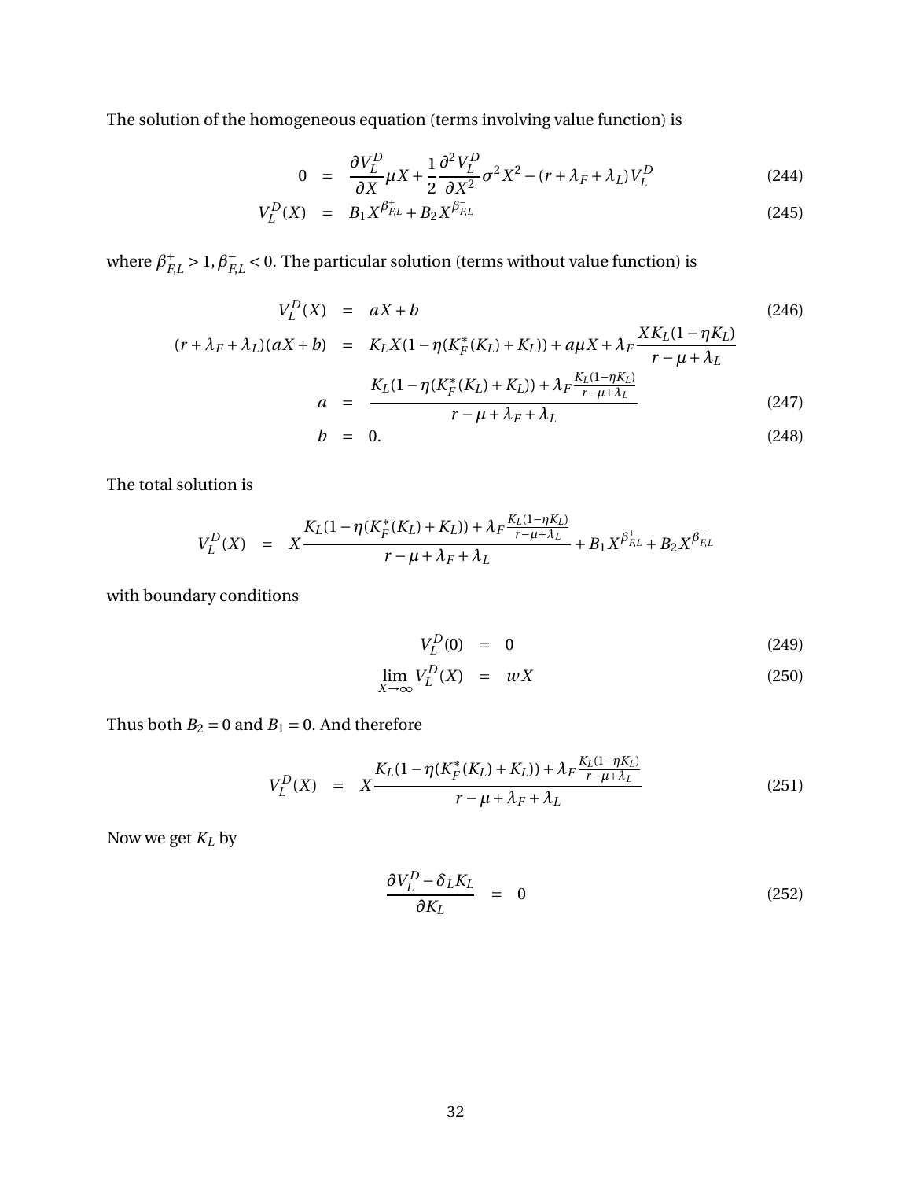The solution of the homogeneous equation (terms involving value function) is

$$
\begin{aligned}
0 &= \frac{\partial V_L^D}{\partial X}\mu X + \frac{1}{2}\frac{\partial^2 V_L^D}{\partial X^2}\sigma^2 X^2 - (r+\lambda_F+\lambda_L)V_L^D && (244)\\
V_L^D(X) &= B_1 X^{\beta_{F,L}^+} + B_2 X^{\beta_{F,L}^-} && (245)
\end{aligned}
$$

where $\beta_{F,L}^+ > 1, \beta_{F,L}^- < 0$. The particular solution (terms without value function) is

$$
\begin{aligned}
V_L^D(X) &= aX + b && (246)\\
(r+\lambda_F+\lambda_L)(aX+b) &= K_L X(1-\eta(K_F^*(K_L)+K_L)) + a\mu X + \lambda_F \frac{XK_L(1-\eta K_L)}{r-\mu+\lambda_L} &&\\
a &= \frac{K_L(1-\eta(K_F^*(K_L)+K_L)) + \lambda_F \frac{K_L(1-\eta K_L)}{r-\mu+\lambda_L}}{r-\mu+\lambda_F+\lambda_L} && (247)\\
b &= 0. && (248)
\end{aligned}
$$

The total solution is

$$
V_L^D(X) = X\frac{K_L(1-\eta(K_F^*(K_L)+K_L)) + \lambda_F \frac{K_L(1-\eta K_L)}{r-\mu+\lambda_L}}{r-\mu+\lambda_F+\lambda_L} + B_1 X^{\beta_{F,L}^+} + B_2 X^{\beta_{F,L}^-}
$$

with boundary conditions

$$
\begin{aligned}
V_L^D(0) &= 0 && (249)\\
\lim_{X\to\infty} V_L^D(X) &= wX && (250)
\end{aligned}
$$

Thus both $B_2 = 0$ and $B_1 = 0$. And therefore

$$
V_L^D(X) = X\frac{K_L(1-\eta(K_F^*(K_L)+K_L)) + \lambda_F \frac{K_L(1-\eta K_L)}{r-\mu+\lambda_L}}{r-\mu+\lambda_F+\lambda_L} \qquad (251)
$$

Now we get $K_L$ by

$$
\frac{\partial V_L^D - \delta_L K_L}{\partial K_L} = 0 \qquad (252)
$$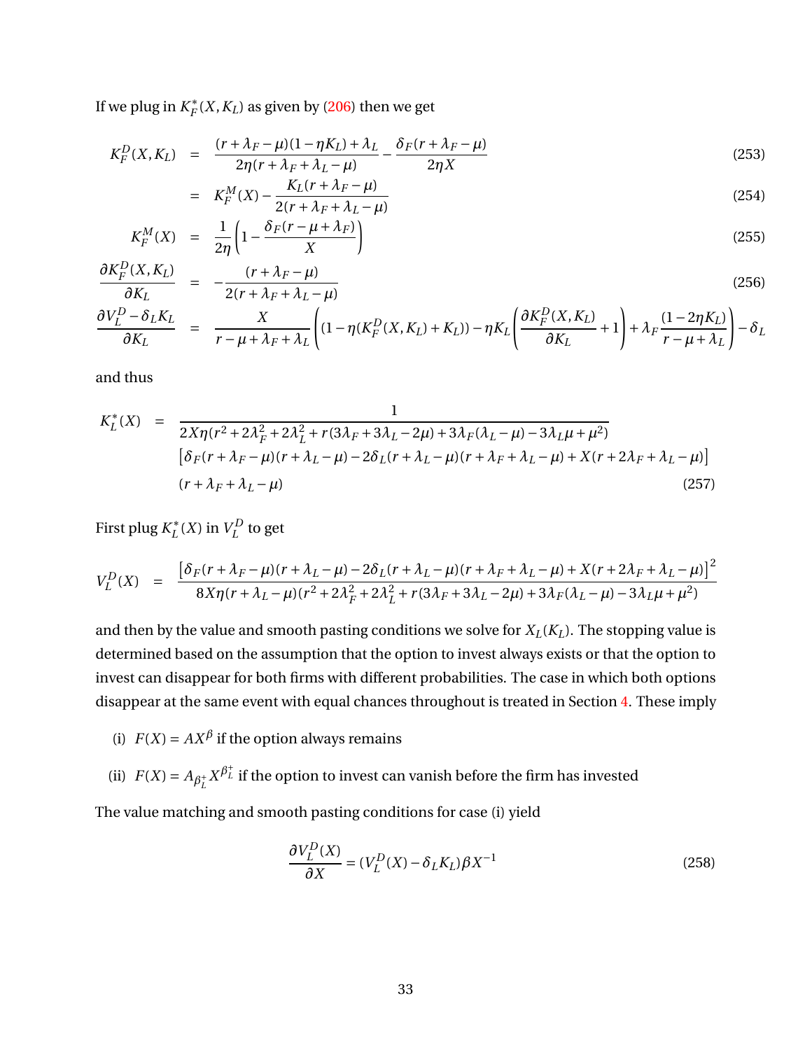If we plug in $K_F^*(X, K_L)$ as given by (206) then we get

$$
\begin{aligned}
K_F^D(X, K_L) &= \frac{(r+\lambda_F-\mu)(1-\eta K_L)+\lambda_L}{2\eta(r+\lambda_F+\lambda_L-\mu)} - \frac{\delta_F(r+\lambda_F-\mu)}{2\eta X} && (253)\\
&= K_F^M(X) - \frac{K_L(r+\lambda_F-\mu)}{2(r+\lambda_F+\lambda_L-\mu)} && (254)\\
K_F^M(X) &= \frac{1}{2\eta}\left(1-\frac{\delta_F(r-\mu+\lambda_F)}{X}\right) && (255)\\
\frac{\partial K_F^D(X,K_L)}{\partial K_L} &= -\frac{(r+\lambda_F-\mu)}{2(r+\lambda_F+\lambda_L-\mu)} && (256)\\
\frac{\partial V_L^D - \delta_L K_L}{\partial K_L} &= \frac{X}{r-\mu+\lambda_F+\lambda_L}\left((1-\eta(K_F^D(X,K_L)+K_L))-\eta K_L\left(\frac{\partial K_F^D(X,K_L)}{\partial K_L}+1\right)+\lambda_F\frac{(1-2\eta K_L)}{r-\mu+\lambda_L}\right)-\delta_L
\end{aligned}
$$

and thus

$$
\begin{aligned}
K_L^*(X) = {} & \frac{1}{2X\eta(r^2+2\lambda_F^2+2\lambda_L^2+r(3\lambda_F+3\lambda_L-2\mu)+3\lambda_F(\lambda_L-\mu)-3\lambda_L\mu+\mu^2)} \\
& \left[\delta_F(r+\lambda_F-\mu)(r+\lambda_L-\mu)-2\delta_L(r+\lambda_L-\mu)(r+\lambda_F+\lambda_L-\mu)+X(r+2\lambda_F+\lambda_L-\mu)\right] \\
& (r+\lambda_F+\lambda_L-\mu) \qquad (257)
\end{aligned}
$$

First plug $K_L^*(X)$ in $V_L^D$ to get

$$
V_L^D(X) = \frac{\left[\delta_F(r+\lambda_F-\mu)(r+\lambda_L-\mu)-2\delta_L(r+\lambda_L-\mu)(r+\lambda_F+\lambda_L-\mu)+X(r+2\lambda_F+\lambda_L-\mu)\right]^2}{8X\eta(r+\lambda_L-\mu)(r^2+2\lambda_F^2+2\lambda_L^2+r(3\lambda_F+3\lambda_L-2\mu)+3\lambda_F(\lambda_L-\mu)-3\lambda_L\mu+\mu^2)}
$$

and then by the value and smooth pasting conditions we solve for $X_L(K_L)$. The stopping value is determined based on the assumption that the option to invest always exists or that the option to invest can disappear for both firms with different probabilities. The case in which both options disappear at the same event with equal chances throughout is treated in Section 4. These imply

(i) $F(X) = AX^{\beta}$ if the option always remains

(ii) $F(X) = A_{\beta_L^+} X^{\beta_L^+}$ if the option to invest can vanish before the firm has invested

The value matching and smooth pasting conditions for case (i) yield

$$
\frac{\partial V_L^D(X)}{\partial X} = (V_L^D(X) - \delta_L K_L)\beta X^{-1} \tag{258}
$$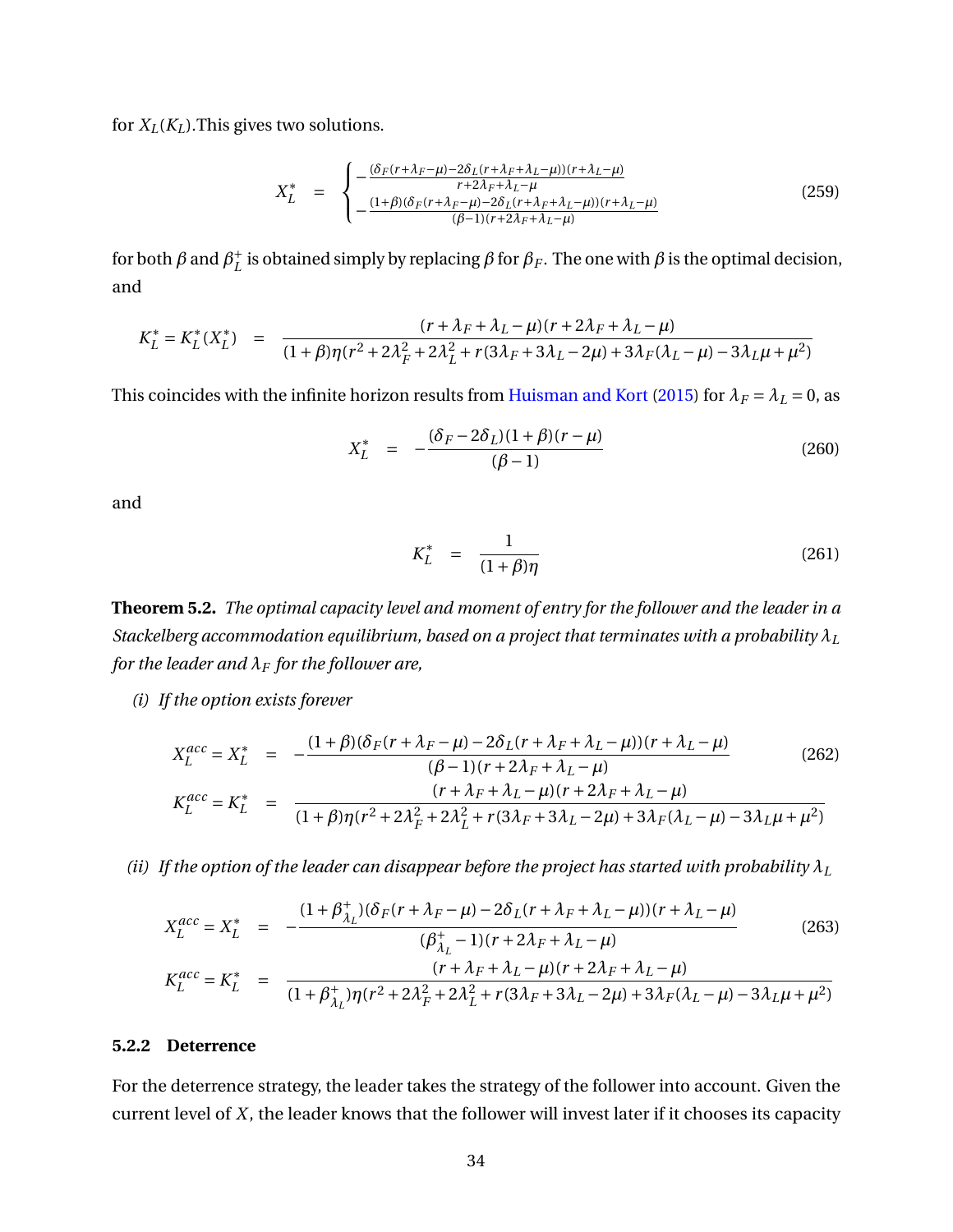for $X_L(K_L)$.This gives two solutions.

$$X_L^* \quad = \quad \begin{cases} -\frac{(\delta_F(r+\lambda_F-\mu)-2\delta_L(r+\lambda_F+\lambda_L-\mu))(r+\lambda_L-\mu)}{r+2\lambda_F+\lambda_L-\mu} \\ -\frac{(1+\beta)(\delta_F(r+\lambda_F-\mu)-2\delta_L(r+\lambda_F+\lambda_L-\mu))(r+\lambda_L-\mu)}{(\beta-1)(r+2\lambda_F+\lambda_L-\mu)} \end{cases} \tag{259}$$

for both $\beta$ and $\beta_L^+$ is obtained simply by replacing $\beta$ for $\beta_F$. The one with $\beta$ is the optimal decision, and

$$K_L^* = K_L^*(X_L^*) \quad = \quad \frac{(r+\lambda_F+\lambda_L-\mu)(r+2\lambda_F+\lambda_L-\mu)}{(1+\beta)\eta(r^2+2\lambda_F^2+2\lambda_L^2+r(3\lambda_F+3\lambda_L-2\mu)+3\lambda_F(\lambda_L-\mu)-3\lambda_L\mu+\mu^2)}$$

This coincides with the infinite horizon results from Huisman and Kort (2015) for $\lambda_F = \lambda_L = 0$, as

$$X_L^* \quad = \quad -\frac{(\delta_F - 2\delta_L)(1+\beta)(r-\mu)}{(\beta-1)} \tag{260}$$

and

$$K_L^* \quad = \quad \frac{1}{(1+\beta)\eta} \tag{261}$$

**Theorem 5.2.** *The optimal capacity level and moment of entry for the follower and the leader in a Stackelberg accommodation equilibrium, based on a project that terminates with a probability $\lambda_L$ for the leader and $\lambda_F$ for the follower are,*

*(i) If the option exists forever*

$$\begin{aligned} X_L^{acc} = X_L^* \quad &= \quad -\frac{(1+\beta)(\delta_F(r+\lambda_F-\mu)-2\delta_L(r+\lambda_F+\lambda_L-\mu))(r+\lambda_L-\mu)}{(\beta-1)(r+2\lambda_F+\lambda_L-\mu)} \\ K_L^{acc} = K_L^* \quad &= \quad \frac{(r+\lambda_F+\lambda_L-\mu)(r+2\lambda_F+\lambda_L-\mu)}{(1+\beta)\eta(r^2+2\lambda_F^2+2\lambda_L^2+r(3\lambda_F+3\lambda_L-2\mu)+3\lambda_F(\lambda_L-\mu)-3\lambda_L\mu+\mu^2)} \end{aligned} \tag{262}$$

*(ii) If the option of the leader can disappear before the project has started with probability $\lambda_L$*

$$\begin{aligned} X_L^{acc} = X_L^* \quad &= \quad -\frac{(1+\beta_{\lambda_L}^+)(\delta_F(r+\lambda_F-\mu)-2\delta_L(r+\lambda_F+\lambda_L-\mu))(r+\lambda_L-\mu)}{(\beta_{\lambda_L}^+-1)(r+2\lambda_F+\lambda_L-\mu)} \\ K_L^{acc} = K_L^* \quad &= \quad \frac{(r+\lambda_F+\lambda_L-\mu)(r+2\lambda_F+\lambda_L-\mu)}{(1+\beta_{\lambda_L}^+)\eta(r^2+2\lambda_F^2+2\lambda_L^2+r(3\lambda_F+3\lambda_L-2\mu)+3\lambda_F(\lambda_L-\mu)-3\lambda_L\mu+\mu^2)} \end{aligned} \tag{263}$$

### 5.2.2 Deterrence

For the deterrence strategy, the leader takes the strategy of the follower into account. Given the current level of $X$, the leader knows that the follower will invest later if it chooses its capacity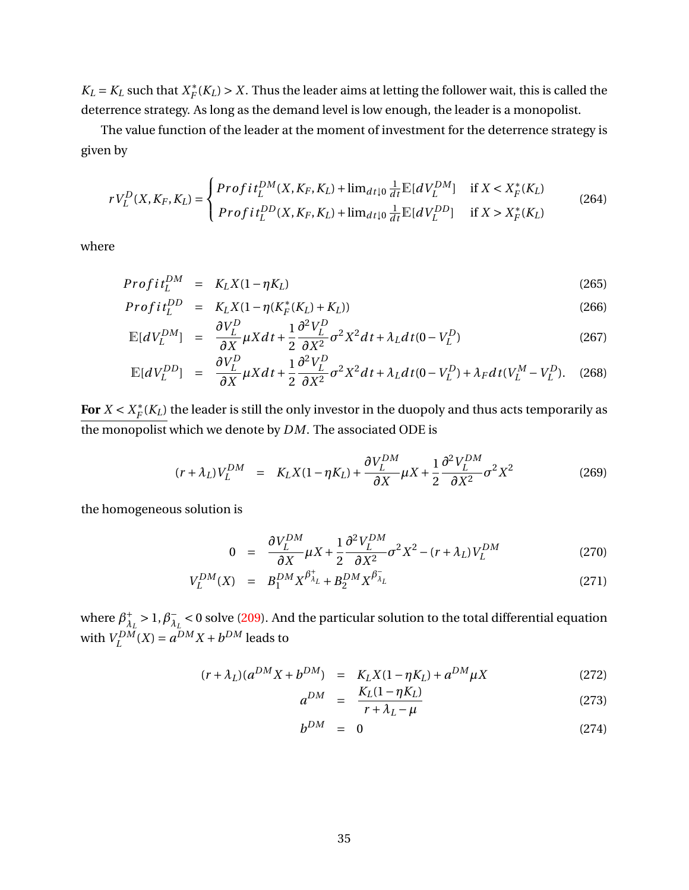$K_L = K_L$ such that $X_F^*(K_L) > X$. Thus the leader aims at letting the follower wait, this is called the deterrence strategy. As long as the demand level is low enough, the leader is a monopolist.

The value function of the leader at the moment of investment for the deterrence strategy is given by

$$
rV_L^D(X, K_F, K_L) = \begin{cases} Profit_L^{DM}(X, K_F, K_L) + \lim_{dt \downarrow 0} \frac{1}{dt} \mathbb{E}[dV_L^{DM}] & \text{if } X < X_F^*(K_L) \\ Profit_L^{DD}(X, K_F, K_L) + \lim_{dt \downarrow 0} \frac{1}{dt} \mathbb{E}[dV_L^{DD}] & \text{if } X > X_F^*(K_L) \end{cases} \tag{264}
$$

where

$$
\begin{aligned}
Profit_L^{DM} &= K_L X(1 - \eta K_L) && (265)\\
Profit_L^{DD} &= K_L X(1 - \eta(K_F^*(K_L) + K_L)) && (266)\\
\mathbb{E}[dV_L^{DM}] &= \frac{\partial V_L^D}{\partial X} \mu X dt + \frac{1}{2} \frac{\partial^2 V_L^D}{\partial X^2} \sigma^2 X^2 dt + \lambda_L dt(0 - V_L^D) && (267)\\
\mathbb{E}[dV_L^{DD}] &= \frac{\partial V_L^D}{\partial X} \mu X dt + \frac{1}{2} \frac{\partial^2 V_L^D}{\partial X^2} \sigma^2 X^2 dt + \lambda_L dt(0 - V_L^D) + \lambda_F dt(V_L^M - V_L^D). && (268)
\end{aligned}
$$

<u>**For** $X < X_F^*(K_L)$</u> the leader is still the only investor in the duopoly and thus acts temporarily as <u>the monopolist</u> which we denote by $DM$. The associated ODE is

$$
(r + \lambda_L)V_L^{DM} = K_L X(1 - \eta K_L) + \frac{\partial V_L^{DM}}{\partial X} \mu X + \frac{1}{2} \frac{\partial^2 V_L^{DM}}{\partial X^2} \sigma^2 X^2 \tag{269}
$$

the homogeneous solution is

$$
\begin{aligned}
0 &= \frac{\partial V_L^{DM}}{\partial X} \mu X + \frac{1}{2} \frac{\partial^2 V_L^{DM}}{\partial X^2} \sigma^2 X^2 - (r + \lambda_L) V_L^{DM} && (270)\\
V_L^{DM}(X) &= B_1^{DM} X^{\beta_{\lambda_L}^+} + B_2^{DM} X^{\beta_{\lambda_L}^-} && (271)
\end{aligned}
$$

where $\beta_{\lambda_L}^+ > 1, \beta_{\lambda_L}^- < 0$ solve (209). And the particular solution to the total differential equation with $V_L^{DM}(X) = a^{DM} X + b^{DM}$ leads to

$$
\begin{aligned}
(r + \lambda_L)(a^{DM} X + b^{DM}) &= K_L X(1 - \eta K_L) + a^{DM} \mu X && (272)\\
a^{DM} &= \frac{K_L(1 - \eta K_L)}{r + \lambda_L - \mu} && (273)\\
b^{DM} &= 0 && (274)
\end{aligned}
$$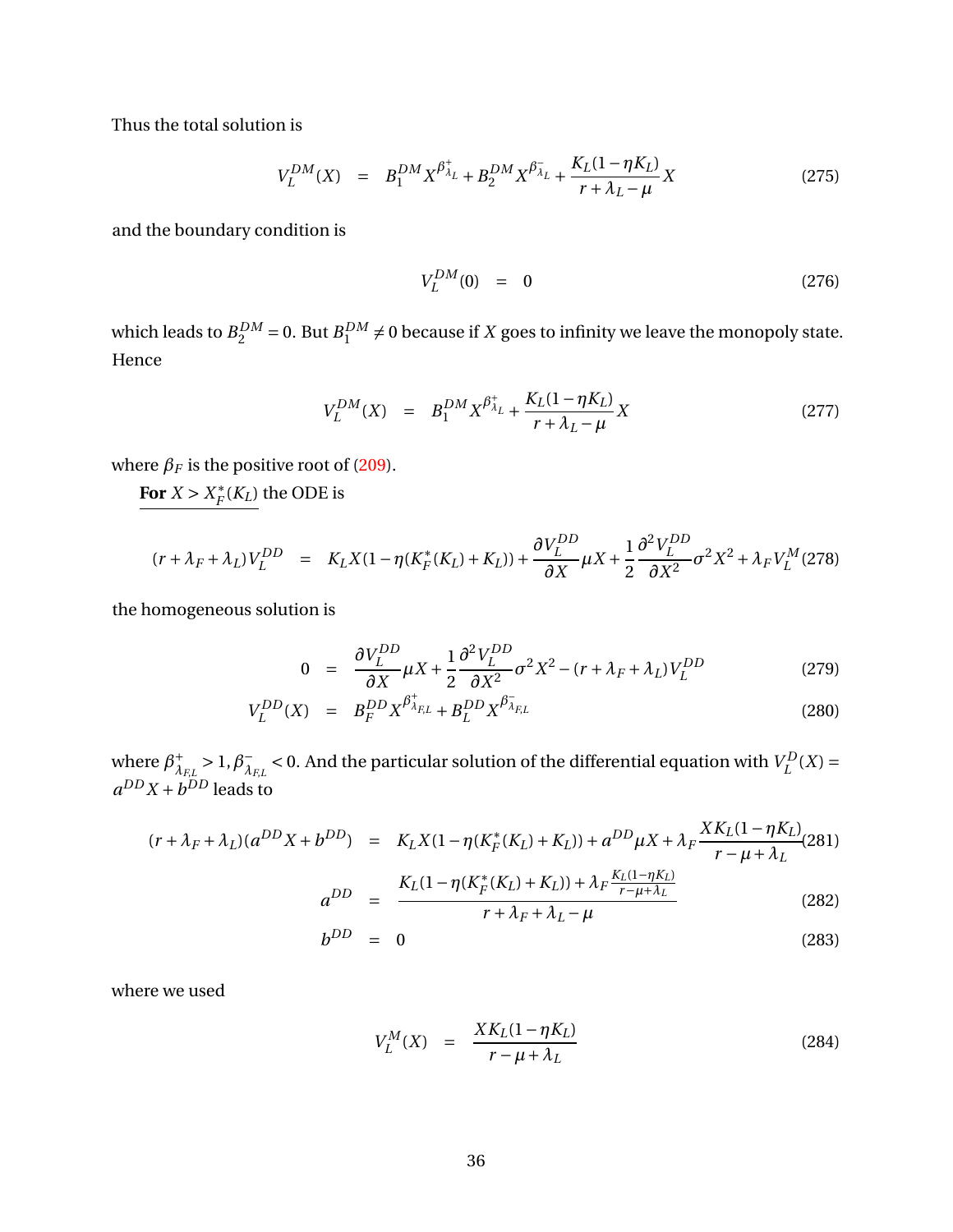Thus the total solution is

$$V_L^{DM}(X) = B_1^{DM} X^{\beta^+_{\lambda_L}} + B_2^{DM} X^{\beta^-_{\lambda_L}} + \frac{K_L(1-\eta K_L)}{r+\lambda_L-\mu} X \tag{275}$$

and the boundary condition is

$$V_L^{DM}(0) = 0 \tag{276}$$

which leads to $B_2^{DM} = 0$. But $B_1^{DM} \neq 0$ because if $X$ goes to infinity we leave the monopoly state. Hence

$$V_L^{DM}(X) = B_1^{DM} X^{\beta^+_{\lambda_L}} + \frac{K_L(1-\eta K_L)}{r+\lambda_L-\mu} X \tag{277}$$

where $\beta_F$ is the positive root of (209).

**For** $X > X_F^*(K_L)$ the ODE is

$$(r+\lambda_F+\lambda_L)V_L^{DD} = K_L X(1-\eta(K_F^*(K_L)+K_L)) + \frac{\partial V_L^{DD}}{\partial X}\mu X + \frac{1}{2}\frac{\partial^2 V_L^{DD}}{\partial X^2}\sigma^2 X^2 + \lambda_F V_L^M \tag{278}$$

the homogeneous solution is

$$0 = \frac{\partial V_L^{DD}}{\partial X}\mu X + \frac{1}{2}\frac{\partial^2 V_L^{DD}}{\partial X^2}\sigma^2 X^2 - (r+\lambda_F+\lambda_L)V_L^{DD} \tag{279}$$

$$V_L^{DD}(X) = B_F^{DD} X^{\beta^+_{\lambda_{F,L}}} + B_L^{DD} X^{\beta^-_{\lambda_{F,L}}} \tag{280}$$

where $\beta^+_{\lambda_{F,L}} > 1, \beta^-_{\lambda_{F,L}} < 0$. And the particular solution of the differential equation with $V_L^D(X) = a^{DD}X + b^{DD}$ leads to

$$(r+\lambda_F+\lambda_L)(a^{DD}X + b^{DD}) = K_L X(1-\eta(K_F^*(K_L)+K_L)) + a^{DD}\mu X + \lambda_F \frac{XK_L(1-\eta K_L)}{r-\mu+\lambda_L} \tag{281}$$

$$a^{DD} = \frac{K_L(1-\eta(K_F^*(K_L)+K_L)) + \lambda_F \frac{K_L(1-\eta K_L)}{r-\mu+\lambda_L}}{r+\lambda_F+\lambda_L-\mu} \tag{282}$$

$$b^{DD} = 0 \tag{283}$$

where we used

$$V_L^M(X) = \frac{XK_L(1-\eta K_L)}{r-\mu+\lambda_L} \tag{284}$$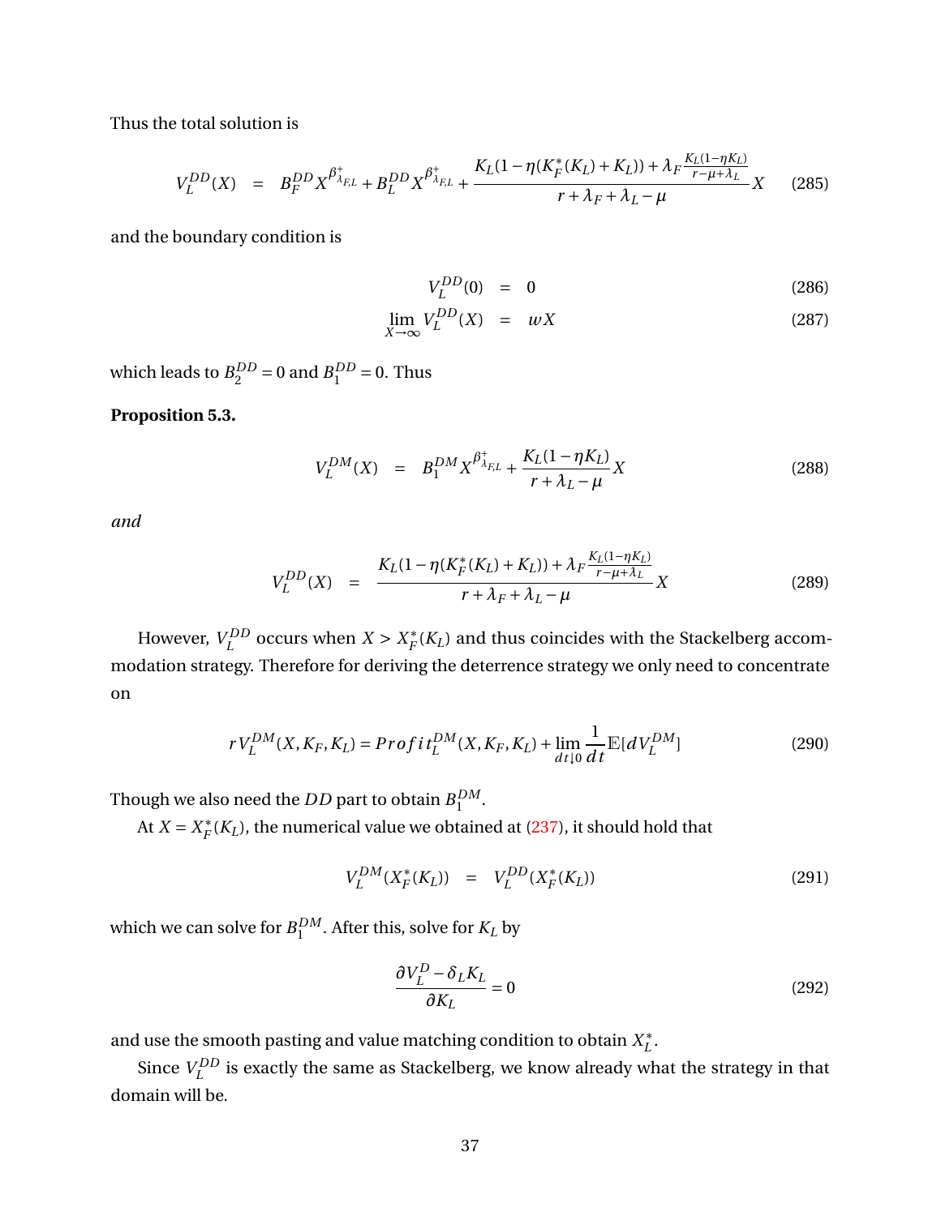Thus the total solution is

$$V_L^{DD}(X) \quad = \quad B_F^{DD} X^{\beta^+_{\lambda_{F,L}}} + B_L^{DD} X^{\beta^+_{\lambda_{F,L}}} + \frac{K_L(1-\eta(K_F^*(K_L)+K_L)) + \lambda_F \frac{K_L(1-\eta K_L)}{r-\mu+\lambda_L}}{r+\lambda_F+\lambda_L-\mu} X \tag{285}$$

and the boundary condition is

$$V_L^{DD}(0) \quad = \quad 0 \tag{286}$$

$$\lim_{X\to\infty} V_L^{DD}(X) \quad = \quad wX \tag{287}$$

which leads to $B_2^{DD} = 0$ and $B_1^{DD} = 0$. Thus

**Proposition 5.3.**

$$V_L^{DM}(X) \quad = \quad B_1^{DM} X^{\beta^+_{\lambda_{F,L}}} + \frac{K_L(1-\eta K_L)}{r+\lambda_L-\mu} X \tag{288}$$

*and*

$$V_L^{DD}(X) \quad = \quad \frac{K_L(1-\eta(K_F^*(K_L)+K_L)) + \lambda_F \frac{K_L(1-\eta K_L)}{r-\mu+\lambda_L}}{r+\lambda_F+\lambda_L-\mu} X \tag{289}$$

However, $V_L^{DD}$ occurs when $X > X_F^*(K_L)$ and thus coincides with the Stackelberg accommodation strategy. Therefore for deriving the deterrence strategy we only need to concentrate on

$$rV_L^{DM}(X, K_F, K_L) = Profit_L^{DM}(X, K_F, K_L) + \lim_{dt\downarrow 0} \frac{1}{dt} \mathbb{E}[dV_L^{DM}] \tag{290}$$

Though we also need the $DD$ part to obtain $B_1^{DM}$.

At $X = X_F^*(K_L)$, the numerical value we obtained at (237), it should hold that

$$V_L^{DM}(X_F^*(K_L)) \quad = \quad V_L^{DD}(X_F^*(K_L)) \tag{291}$$

which we can solve for $B_1^{DM}$. After this, solve for $K_L$ by

$$\frac{\partial V_L^D - \delta_L K_L}{\partial K_L} = 0 \tag{292}$$

and use the smooth pasting and value matching condition to obtain $X_L^*$.

Since $V_L^{DD}$ is exactly the same as Stackelberg, we know already what the strategy in that domain will be.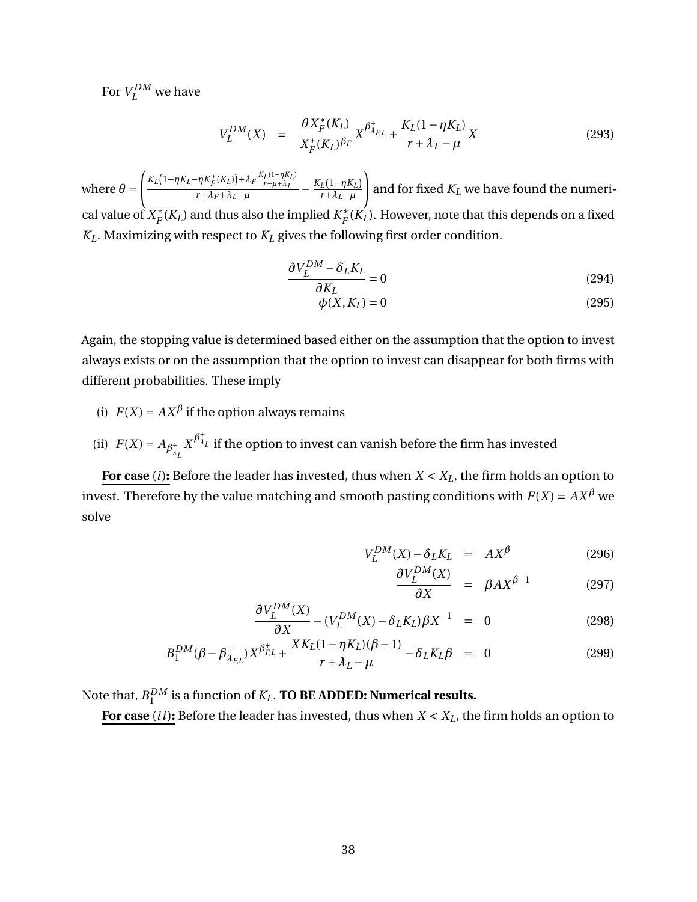For $V_L^{DM}$ we have

$$V_L^{DM}(X) = \frac{\theta X_F^*(K_L)}{X_F^*(K_L)^{\beta_F}} X^{\beta^+_{\lambda_{F,L}}} + \frac{K_L(1-\eta K_L)}{r+\lambda_L-\mu} X \tag{293}$$

where $\theta = \left( \frac{K_L\left(1-\eta K_L - \eta K_F^*(K_L)\right) + \lambda_F \frac{K_L(1-\eta K_L)}{r-\mu+\lambda_L}}{r+\lambda_F+\lambda_L-\mu} - \frac{K_L(1-\eta K_L)}{r+\lambda_L-\mu} \right)$ and for fixed $K_L$ we have found the numerical value of $X_F^*(K_L)$ and thus also the implied $K_F^*(K_L)$. However, note that this depends on a fixed $K_L$. Maximizing with respect to $K_L$ gives the following first order condition.

$$\frac{\partial V_L^{DM} - \delta_L K_L}{\partial K_L} = 0 \tag{294}$$

$$\phi(X, K_L) = 0 \tag{295}$$

Again, the stopping value is determined based either on the assumption that the option to invest always exists or on the assumption that the option to invest can disappear for both firms with different probabilities. These imply

(i) $F(X) = AX^{\beta}$ if the option always remains

(ii) $F(X) = A_{\beta^+_{\lambda_L}} X^{\beta^+_{\lambda_L}}$ if the option to invest can vanish before the firm has invested

**For case $(i)$:** Before the leader has invested, thus when $X < X_L$, the firm holds an option to invest. Therefore by the value matching and smooth pasting conditions with $F(X) = AX^{\beta}$ we solve

$$V_L^{DM}(X) - \delta_L K_L = AX^{\beta} \tag{296}$$

$$\frac{\partial V_L^{DM}(X)}{\partial X} = \beta A X^{\beta-1} \tag{297}$$

$$\frac{\partial V_L^{DM}(X)}{\partial X} - (V_L^{DM}(X) - \delta_L K_L)\beta X^{-1} = 0 \tag{298}$$

$$B_1^{DM}(\beta - \beta^+_{\lambda_{F,L}}) X^{\beta^+_{F,L}} + \frac{X K_L(1-\eta K_L)(\beta - 1)}{r+\lambda_L-\mu} - \delta_L K_L \beta = 0 \tag{299}$$

Note that, $B_1^{DM}$ is a function of $K_L$. **TO BE ADDED: Numerical results.**

**For case $(ii)$:** Before the leader has invested, thus when $X < X_L$, the firm holds an option to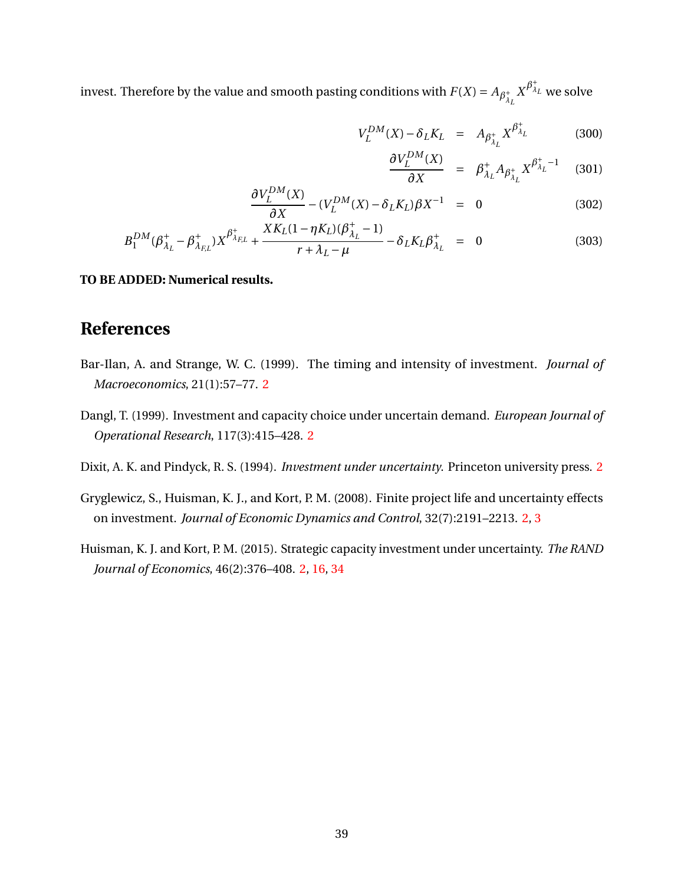invest. Therefore by the value and smooth pasting conditions with $F(X) = A_{\beta^+_{\lambda_L}} X^{\beta^+_{\lambda_L}}$ we solve

$$V_L^{DM}(X) - \delta_L K_L = A_{\beta^+_{\lambda_L}} X^{\beta^+_{\lambda_L}} \tag{300}$$

$$\frac{\partial V_L^{DM}(X)}{\partial X} = \beta^+_{\lambda_L} A_{\beta^+_{\lambda_L}} X^{\beta^+_{\lambda_L}-1} \tag{301}$$

$$\frac{\partial V_L^{DM}(X)}{\partial X} - (V_L^{DM}(X) - \delta_L K_L)\beta X^{-1} = 0 \tag{302}$$

$$B_1^{DM}(\beta^+_{\lambda_L} - \beta^+_{\lambda_{F,L}})X^{\beta^+_{\lambda_{F,L}}} + \frac{X K_L (1-\eta K_L)(\beta^+_{\lambda_L} - 1)}{r + \lambda_L - \mu} - \delta_L K_L \beta^+_{\lambda_L} = 0 \tag{303}$$

**TO BE ADDED: Numerical results.**

# References

Bar-Ilan, A. and Strange, W. C. (1999). The timing and intensity of investment. *Journal of Macroeconomics*, 21(1):57–77. 2

Dangl, T. (1999). Investment and capacity choice under uncertain demand. *European Journal of Operational Research*, 117(3):415–428. 2

Dixit, A. K. and Pindyck, R. S. (1994). *Investment under uncertainty*. Princeton university press. 2

Gryglewicz, S., Huisman, K. J., and Kort, P. M. (2008). Finite project life and uncertainty effects on investment. *Journal of Economic Dynamics and Control*, 32(7):2191–2213. 2, 3

Huisman, K. J. and Kort, P. M. (2015). Strategic capacity investment under uncertainty. *The RAND Journal of Economics*, 46(2):376–408. 2, 16, 34